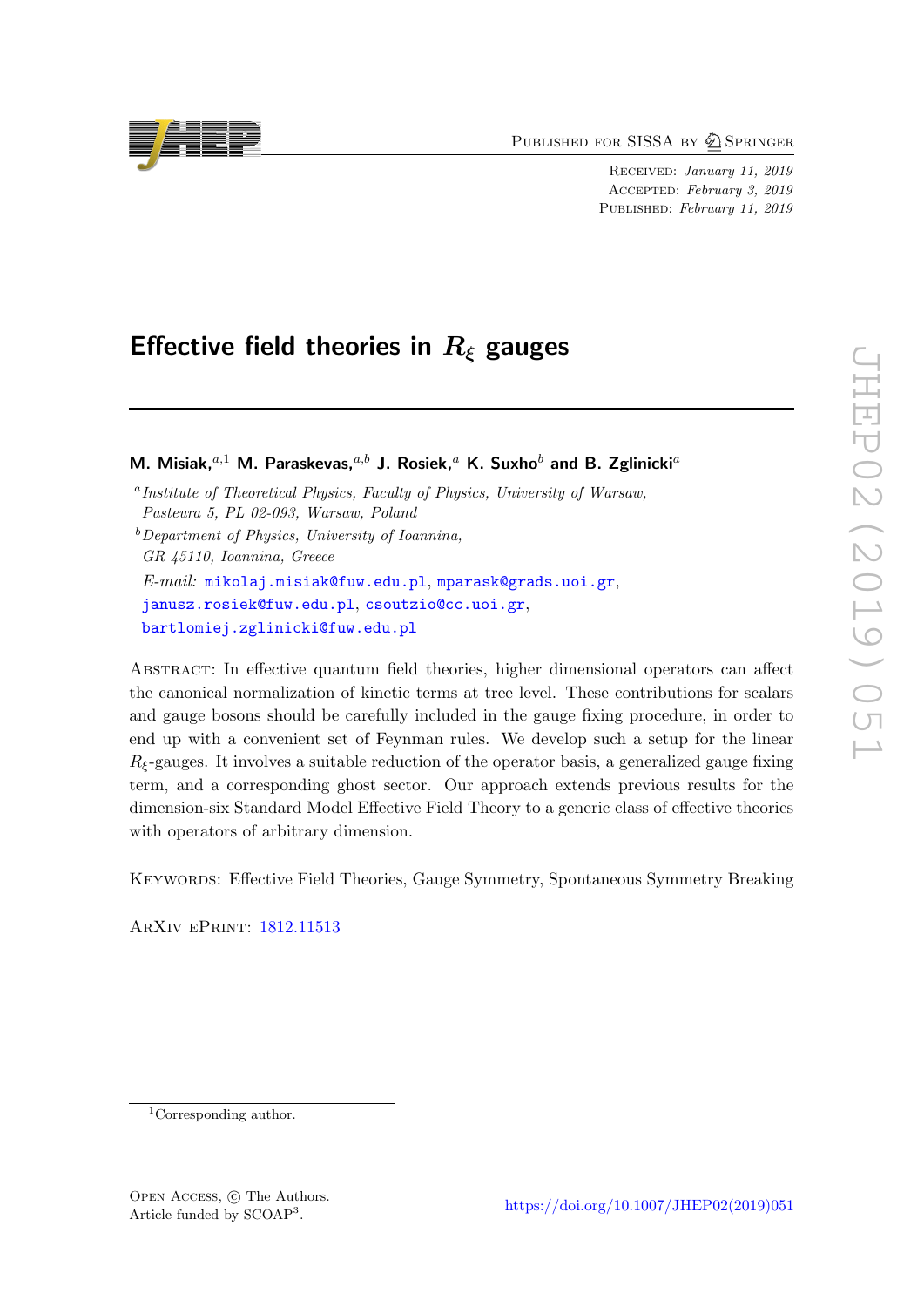Published for SISSA by Springer

Received: *January 11, 2019*
Accepted: *February 3, 2019*
Published: *February 11, 2019*

# Effective field theories in $R_\xi$ gauges

**M. Misiak,**[a,1] **M. Paraskevas,**[a,b] **J. Rosiek,**[a] **K. Suxho**[b] **and B. Zglinicki**[a]

[a] *Institute of Theoretical Physics, Faculty of Physics, University of Warsaw, Pasteura 5, PL 02-093, Warsaw, Poland*

[b] *Department of Physics, University of Ioannina, GR 45110, Ioannina, Greece*

*E-mail:* mikolaj.misiak@fuw.edu.pl, mparask@grads.uoi.gr, janusz.rosiek@fuw.edu.pl, csoutzio@cc.uoi.gr, bartlomiej.zglinicki@fuw.edu.pl

Abstract: In effective quantum field theories, higher dimensional operators can affect the canonical normalization of kinetic terms at tree level. These contributions for scalars and gauge bosons should be carefully included in the gauge fixing procedure, in order to end up with a convenient set of Feynman rules. We develop such a setup for the linear $R_\xi$-gauges. It involves a suitable reduction of the operator basis, a generalized gauge fixing term, and a corresponding ghost sector. Our approach extends previous results for the dimension-six Standard Model Effective Field Theory to a generic class of effective theories with operators of arbitrary dimension.

Keywords: Effective Field Theories, Gauge Symmetry, Spontaneous Symmetry Breaking

ArXiv ePrint: 1812.11513

[1] Corresponding author.

Open Access, © The Authors.
Article funded by SCOAP[3].

https://doi.org/10.1007/JHEP02(2019)051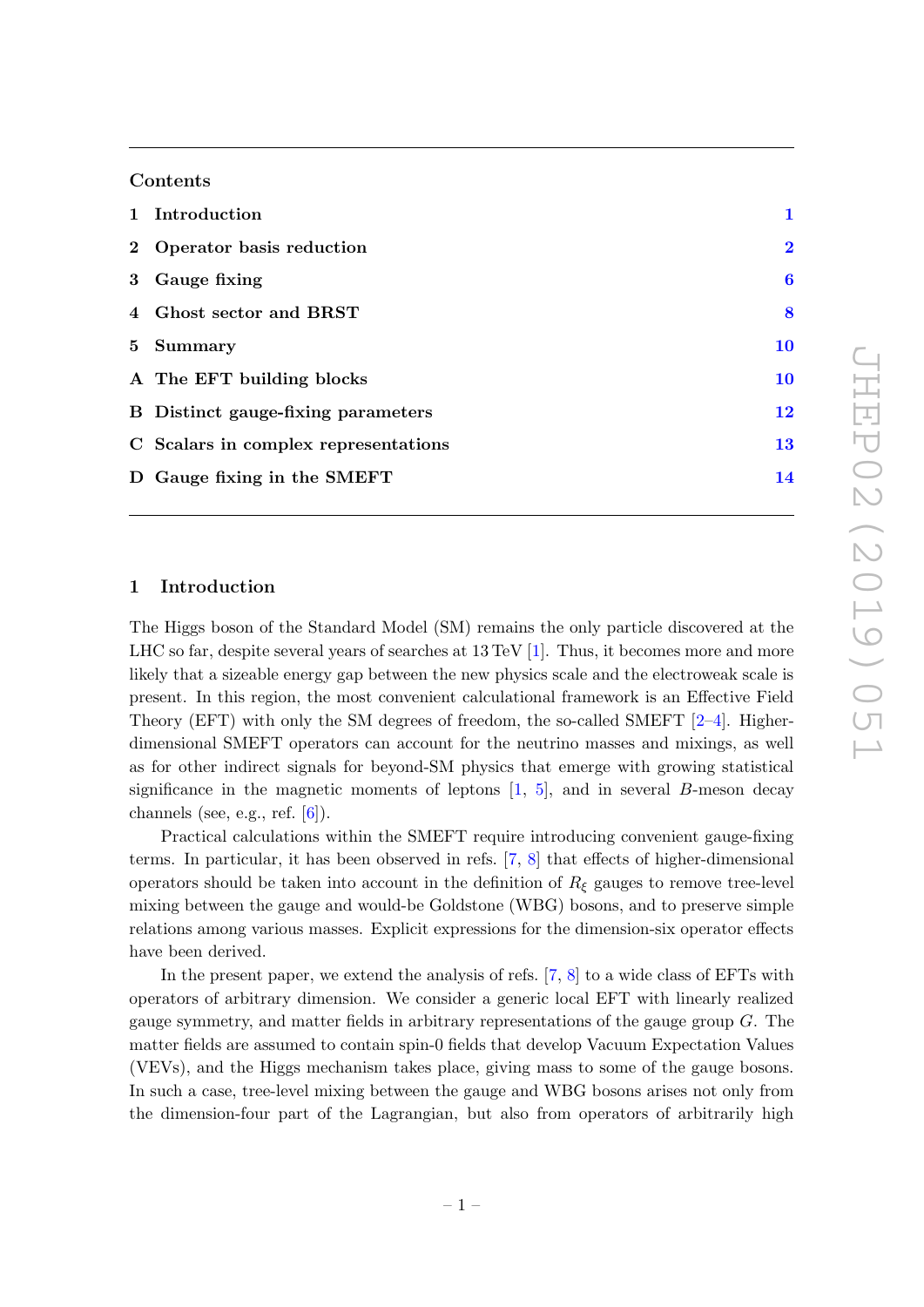## Contents

| | | |
|---|---|---|
| 1 | Introduction | 1 |
| 2 | Operator basis reduction | 2 |
| 3 | Gauge fixing | 6 |
| 4 | Ghost sector and BRST | 8 |
| 5 | Summary | 10 |
| A | The EFT building blocks | 10 |
| B | Distinct gauge-fixing parameters | 12 |
| C | Scalars in complex representations | 13 |
| D | Gauge fixing in the SMEFT | 14 |

## 1 Introduction

The Higgs boson of the Standard Model (SM) remains the only particle discovered at the LHC so far, despite several years of searches at 13 TeV [1]. Thus, it becomes more and more likely that a sizeable energy gap between the new physics scale and the electroweak scale is present. In this region, the most convenient calculational framework is an Effective Field Theory (EFT) with only the SM degrees of freedom, the so-called SMEFT [2–4]. Higher-dimensional SMEFT operators can account for the neutrino masses and mixings, as well as for other indirect signals for beyond-SM physics that emerge with growing statistical significance in the magnetic moments of leptons [1, 5], and in several $B$-meson decay channels (see, e.g., ref. [6]).

Practical calculations within the SMEFT require introducing convenient gauge-fixing terms. In particular, it has been observed in refs. [7, 8] that effects of higher-dimensional operators should be taken into account in the definition of $R_\xi$ gauges to remove tree-level mixing between the gauge and would-be Goldstone (WBG) bosons, and to preserve simple relations among various masses. Explicit expressions for the dimension-six operator effects have been derived.

In the present paper, we extend the analysis of refs. [7, 8] to a wide class of EFTs with operators of arbitrary dimension. We consider a generic local EFT with linearly realized gauge symmetry, and matter fields in arbitrary representations of the gauge group $G$. The matter fields are assumed to contain spin-0 fields that develop Vacuum Expectation Values (VEVs), and the Higgs mechanism takes place, giving mass to some of the gauge bosons. In such a case, tree-level mixing between the gauge and WBG bosons arises not only from the dimension-four part of the Lagrangian, but also from operators of arbitrarily high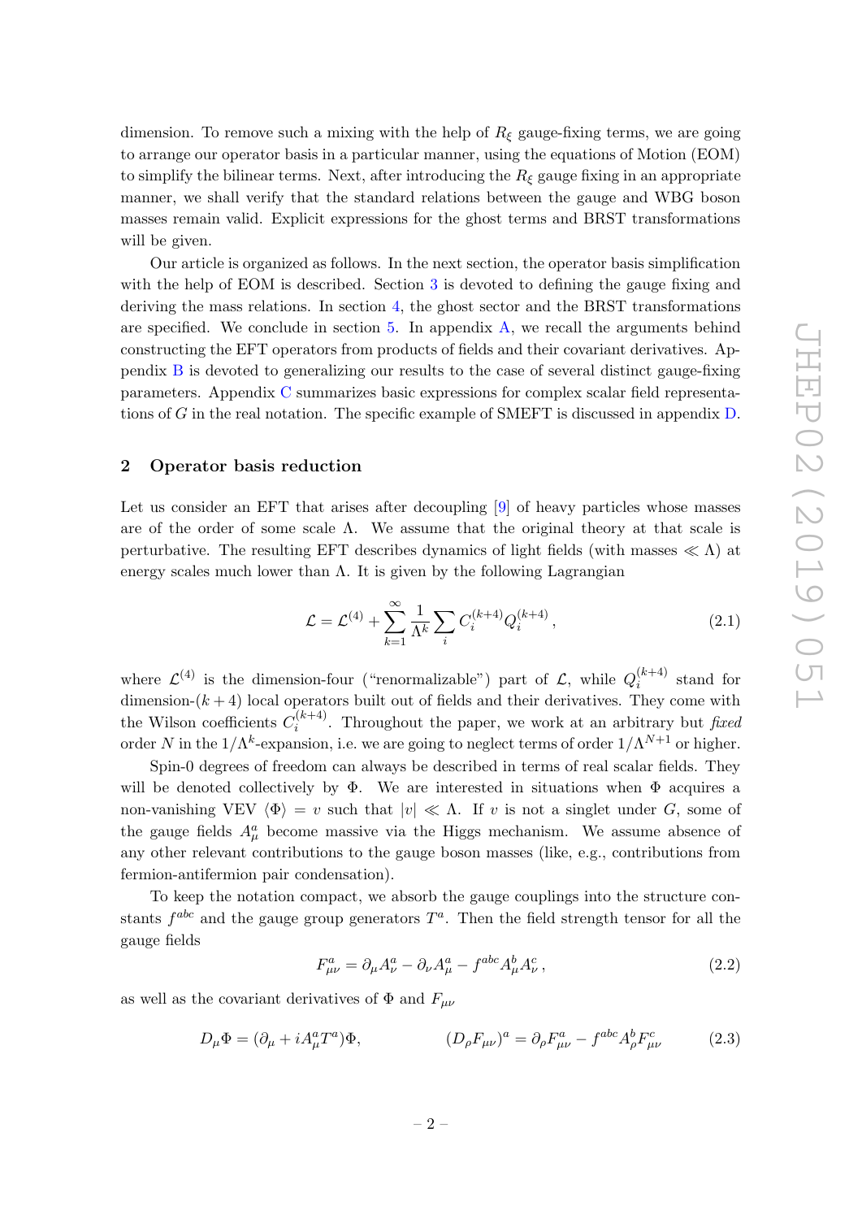dimension. To remove such a mixing with the help of $R_\xi$ gauge-fixing terms, we are going to arrange our operator basis in a particular manner, using the equations of Motion (EOM) to simplify the bilinear terms. Next, after introducing the $R_\xi$ gauge fixing in an appropriate manner, we shall verify that the standard relations between the gauge and WBG boson masses remain valid. Explicit expressions for the ghost terms and BRST transformations will be given.

Our article is organized as follows. In the next section, the operator basis simplification with the help of EOM is described. Section 3 is devoted to defining the gauge fixing and deriving the mass relations. In section 4, the ghost sector and the BRST transformations are specified. We conclude in section 5. In appendix A, we recall the arguments behind constructing the EFT operators from products of fields and their covariant derivatives. Appendix B is devoted to generalizing our results to the case of several distinct gauge-fixing parameters. Appendix C summarizes basic expressions for complex scalar field representations of $G$ in the real notation. The specific example of SMEFT is discussed in appendix D.

## 2 Operator basis reduction

Let us consider an EFT that arises after decoupling [9] of heavy particles whose masses are of the order of some scale $\Lambda$. We assume that the original theory at that scale is perturbative. The resulting EFT describes dynamics of light fields (with masses $\ll \Lambda$) at energy scales much lower than $\Lambda$. It is given by the following Lagrangian

$$\mathcal{L} = \mathcal{L}^{(4)} + \sum_{k=1}^{\infty} \frac{1}{\Lambda^k} \sum_i C_i^{(k+4)} Q_i^{(k+4)}, \tag{2.1}$$

where $\mathcal{L}^{(4)}$ is the dimension-four ("renormalizable") part of $\mathcal{L}$, while $Q_i^{(k+4)}$ stand for dimension-$(k+4)$ local operators built out of fields and their derivatives. They come with the Wilson coefficients $C_i^{(k+4)}$. Throughout the paper, we work at an arbitrary but *fixed* order $N$ in the $1/\Lambda^k$-expansion, i.e. we are going to neglect terms of order $1/\Lambda^{N+1}$ or higher.

Spin-0 degrees of freedom can always be described in terms of real scalar fields. They will be denoted collectively by $\Phi$. We are interested in situations when $\Phi$ acquires a non-vanishing VEV $\langle \Phi \rangle = v$ such that $|v| \ll \Lambda$. If $v$ is not a singlet under $G$, some of the gauge fields $A_\mu^a$ become massive via the Higgs mechanism. We assume absence of any other relevant contributions to the gauge boson masses (like, e.g., contributions from fermion-antifermion pair condensation).

To keep the notation compact, we absorb the gauge couplings into the structure constants $f^{abc}$ and the gauge group generators $T^a$. Then the field strength tensor for all the gauge fields

$$F_{\mu\nu}^a = \partial_\mu A_\nu^a - \partial_\nu A_\mu^a - f^{abc} A_\mu^b A_\nu^c, \tag{2.2}$$

as well as the covariant derivatives of $\Phi$ and $F_{\mu\nu}$

$$D_\mu \Phi = (\partial_\mu + i A_\mu^a T^a)\Phi, \qquad\qquad (D_\rho F_{\mu\nu})^a = \partial_\rho F_{\mu\nu}^a - f^{abc} A_\rho^b F_{\mu\nu}^c \tag{2.3}$$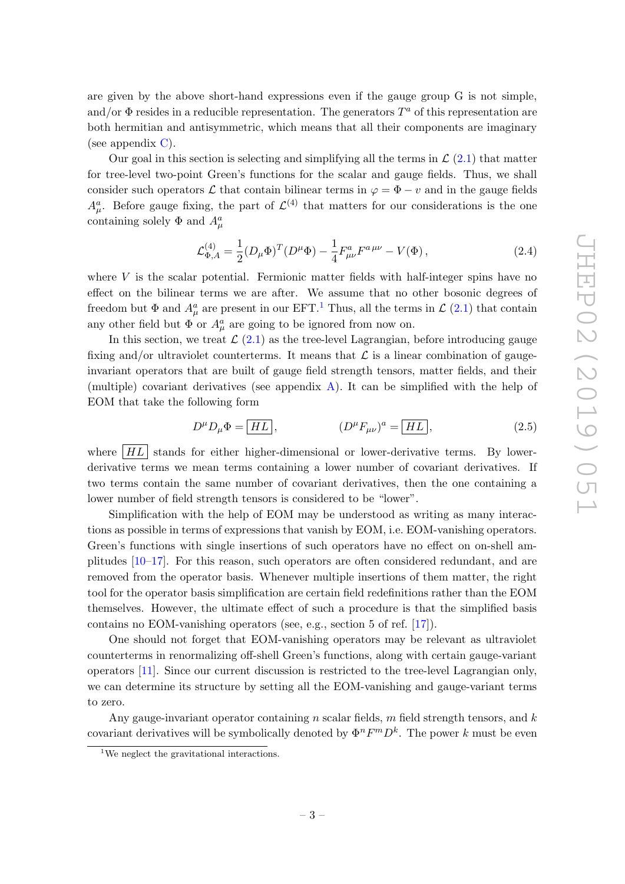are given by the above short-hand expressions even if the gauge group G is not simple, and/or $\Phi$ resides in a reducible representation. The generators $T^a$ of this representation are both hermitian and antisymmetric, which means that all their components are imaginary (see appendix C).

Our goal in this section is selecting and simplifying all the terms in $\mathcal{L}$ (2.1) that matter for tree-level two-point Green's functions for the scalar and gauge fields. Thus, we shall consider such operators $\mathcal{L}$ that contain bilinear terms in $\varphi = \Phi - v$ and in the gauge fields $A^a_\mu$. Before gauge fixing, the part of $\mathcal{L}^{(4)}$ that matters for our considerations is the one containing solely $\Phi$ and $A^a_\mu$

$$\mathcal{L}^{(4)}_{\Phi,A} = \frac{1}{2}(D_\mu \Phi)^T (D^\mu \Phi) - \frac{1}{4} F^a_{\mu\nu} F^{a\,\mu\nu} - V(\Phi)\,, \tag{2.4}$$

where $V$ is the scalar potential. Fermionic matter fields with half-integer spins have no effect on the bilinear terms we are after. We assume that no other bosonic degrees of freedom but $\Phi$ and $A^a_\mu$ are present in our EFT.[1] Thus, all the terms in $\mathcal{L}$ (2.1) that contain any other field but $\Phi$ or $A^a_\mu$ are going to be ignored from now on.

In this section, we treat $\mathcal{L}$ (2.1) as the tree-level Lagrangian, before introducing gauge fixing and/or ultraviolet counterterms. It means that $\mathcal{L}$ is a linear combination of gauge-invariant operators that are built of gauge field strength tensors, matter fields, and their (multiple) covariant derivatives (see appendix A). It can be simplified with the help of EOM that take the following form

$$D^\mu D_\mu \Phi = \boxed{HL}\,, \qquad\qquad (D^\mu F_{\mu\nu})^a = \boxed{HL}\,, \tag{2.5}$$

where $\boxed{HL}$ stands for either higher-dimensional or lower-derivative terms. By lower-derivative terms we mean terms containing a lower number of covariant derivatives. If two terms contain the same number of covariant derivatives, then the one containing a lower number of field strength tensors is considered to be "lower".

Simplification with the help of EOM may be understood as writing as many interactions as possible in terms of expressions that vanish by EOM, i.e. EOM-vanishing operators. Green's functions with single insertions of such operators have no effect on on-shell amplitudes [10–17]. For this reason, such operators are often considered redundant, and are removed from the operator basis. Whenever multiple insertions of them matter, the right tool for the operator basis simplification are certain field redefinitions rather than the EOM themselves. However, the ultimate effect of such a procedure is that the simplified basis contains no EOM-vanishing operators (see, e.g., section 5 of ref. [17]).

One should not forget that EOM-vanishing operators may be relevant as ultraviolet counterterms in renormalizing off-shell Green's functions, along with certain gauge-variant operators [11]. Since our current discussion is restricted to the tree-level Lagrangian only, we can determine its structure by setting all the EOM-vanishing and gauge-variant terms to zero.

Any gauge-invariant operator containing $n$ scalar fields, $m$ field strength tensors, and $k$ covariant derivatives will be symbolically denoted by $\Phi^n F^m D^k$. The power $k$ must be even

[1] We neglect the gravitational interactions.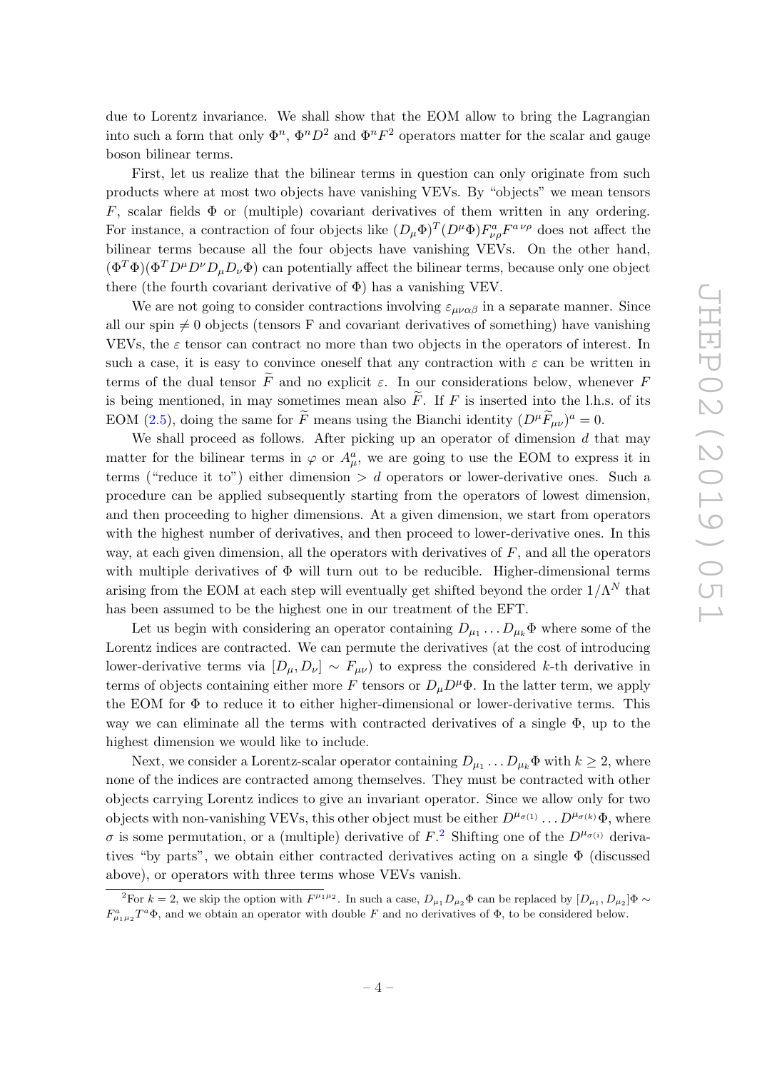due to Lorentz invariance. We shall show that the EOM allow to bring the Lagrangian into such a form that only $\Phi^n$, $\Phi^n D^2$ and $\Phi^n F^2$ operators matter for the scalar and gauge boson bilinear terms.

First, let us realize that the bilinear terms in question can only originate from such products where at most two objects have vanishing VEVs. By "objects" we mean tensors $F$, scalar fields $\Phi$ or (multiple) covariant derivatives of them written in any ordering. For instance, a contraction of four objects like $(D_\mu \Phi)^T (D^\mu \Phi) F^a_{\nu\rho} F^{a\,\nu\rho}$ does not affect the bilinear terms because all the four objects have vanishing VEVs. On the other hand, $(\Phi^T \Phi)(\Phi^T D^\mu D^\nu D_\mu D_\nu \Phi)$ can potentially affect the bilinear terms, because only one object there (the fourth covariant derivative of $\Phi$) has a vanishing VEV.

We are not going to consider contractions involving $\varepsilon_{\mu\nu\alpha\beta}$ in a separate manner. Since all our spin $\neq 0$ objects (tensors F and covariant derivatives of something) have vanishing VEVs, the $\varepsilon$ tensor can contract no more than two objects in the operators of interest. In such a case, it is easy to convince oneself that any contraction with $\varepsilon$ can be written in terms of the dual tensor $\widetilde{F}$ and no explicit $\varepsilon$. In our considerations below, whenever $F$ is being mentioned, in may sometimes mean also $\widetilde{F}$. If $F$ is inserted into the l.h.s. of its EOM (2.5), doing the same for $\widetilde{F}$ means using the Bianchi identity $(D^\mu \widetilde{F}_{\mu\nu})^a = 0$.

We shall proceed as follows. After picking up an operator of dimension $d$ that may matter for the bilinear terms in $\varphi$ or $A^a_\mu$, we are going to use the EOM to express it in terms ("reduce it to") either dimension $> d$ operators or lower-derivative ones. Such a procedure can be applied subsequently starting from the operators of lowest dimension, and then proceeding to higher dimensions. At a given dimension, we start from operators with the highest number of derivatives, and then proceed to lower-derivative ones. In this way, at each given dimension, all the operators with derivatives of $F$, and all the operators with multiple derivatives of $\Phi$ will turn out to be reducible. Higher-dimensional terms arising from the EOM at each step will eventually get shifted beyond the order $1/\Lambda^N$ that has been assumed to be the highest one in our treatment of the EFT.

Let us begin with considering an operator containing $D_{\mu_1} \dots D_{\mu_k} \Phi$ where some of the Lorentz indices are contracted. We can permute the derivatives (at the cost of introducing lower-derivative terms via $[D_\mu, D_\nu] \sim F_{\mu\nu}$) to express the considered $k$-th derivative in terms of objects containing either more $F$ tensors or $D_\mu D^\mu \Phi$. In the latter term, we apply the EOM for $\Phi$ to reduce it to either higher-dimensional or lower-derivative terms. This way we can eliminate all the terms with contracted derivatives of a single $\Phi$, up to the highest dimension we would like to include.

Next, we consider a Lorentz-scalar operator containing $D_{\mu_1} \dots D_{\mu_k} \Phi$ with $k \geq 2$, where none of the indices are contracted among themselves. They must be contracted with other objects carrying Lorentz indices to give an invariant operator. Since we allow only for two objects with non-vanishing VEVs, this other object must be either $D^{\mu_{\sigma(1)}} \dots D^{\mu_{\sigma(k)}} \Phi$, where $\sigma$ is some permutation, or a (multiple) derivative of $F$.[2] Shifting one of the $D^{\mu_{\sigma(i)}}$ derivatives "by parts", we obtain either contracted derivatives acting on a single $\Phi$ (discussed above), or operators with three terms whose VEVs vanish.

[2] For $k = 2$, we skip the option with $F^{\mu_1 \mu_2}$. In such a case, $D_{\mu_1} D_{\mu_2} \Phi$ can be replaced by $[D_{\mu_1}, D_{\mu_2}] \Phi \sim F^a_{\mu_1 \mu_2} T^a \Phi$, and we obtain an operator with double $F$ and no derivatives of $\Phi$, to be considered below.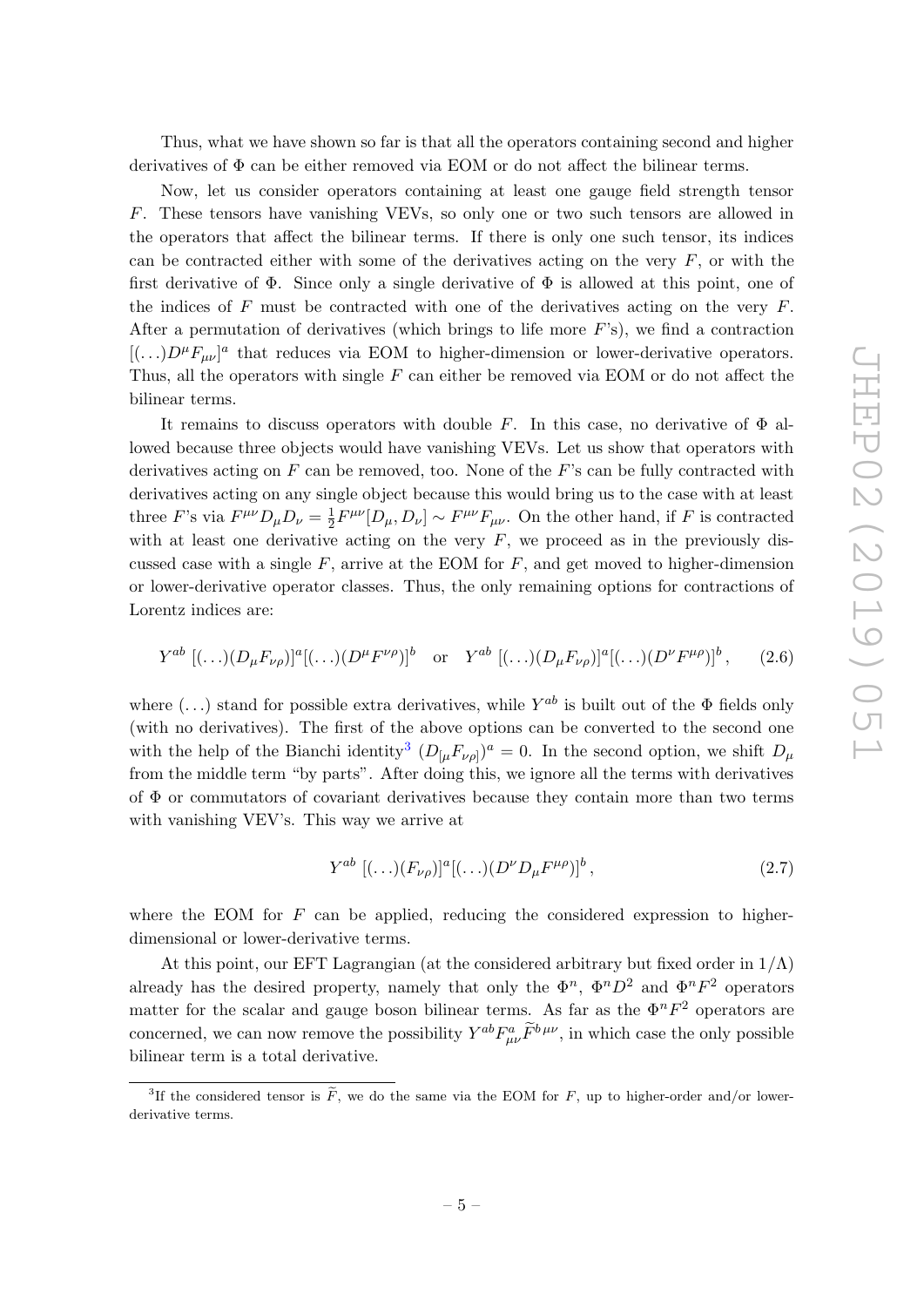Thus, what we have shown so far is that all the operators containing second and higher derivatives of $\Phi$ can be either removed via EOM or do not affect the bilinear terms.

Now, let us consider operators containing at least one gauge field strength tensor $F$. These tensors have vanishing VEVs, so only one or two such tensors are allowed in the operators that affect the bilinear terms. If there is only one such tensor, its indices can be contracted either with some of the derivatives acting on the very $F$, or with the first derivative of $\Phi$. Since only a single derivative of $\Phi$ is allowed at this point, one of the indices of $F$ must be contracted with one of the derivatives acting on the very $F$. After a permutation of derivatives (which brings to life more $F$'s), we find a contraction $[(\ldots)D^\mu F_{\mu\nu}]^a$ that reduces via EOM to higher-dimension or lower-derivative operators. Thus, all the operators with single $F$ can either be removed via EOM or do not affect the bilinear terms.

It remains to discuss operators with double $F$. In this case, no derivative of $\Phi$ allowed because three objects would have vanishing VEVs. Let us show that operators with derivatives acting on $F$ can be removed, too. None of the $F$'s can be fully contracted with derivatives acting on any single object because this would bring us to the case with at least three $F$'s via $F^{\mu\nu}D_\mu D_\nu = \frac{1}{2}F^{\mu\nu}[D_\mu, D_\nu] \sim F^{\mu\nu}F_{\mu\nu}$. On the other hand, if $F$ is contracted with at least one derivative acting on the very $F$, we proceed as in the previously discussed case with a single $F$, arrive at the EOM for $F$, and get moved to higher-dimension or lower-derivative operator classes. Thus, the only remaining options for contractions of Lorentz indices are:

$$Y^{ab}\ [(\ldots)(D_\mu F_{\nu\rho})]^a[(\ldots)(D^\mu F^{\nu\rho})]^b \quad \text{or} \quad Y^{ab}\ [(\ldots)(D_\mu F_{\nu\rho})]^a[(\ldots)(D^\nu F^{\mu\rho})]^b, \qquad (2.6)$$

where $(\ldots)$ stand for possible extra derivatives, while $Y^{ab}$ is built out of the $\Phi$ fields only (with no derivatives). The first of the above options can be converted to the second one with the help of the Bianchi identity[3] $(D_{[\mu}F_{\nu\rho]})^a = 0$. In the second option, we shift $D_\mu$ from the middle term "by parts". After doing this, we ignore all the terms with derivatives of $\Phi$ or commutators of covariant derivatives because they contain more than two terms with vanishing VEV's. This way we arrive at

$$Y^{ab}\ [(\ldots)(F_{\nu\rho})]^a[(\ldots)(D^\nu D_\mu F^{\mu\rho})]^b\,, \qquad (2.7)$$

where the EOM for $F$ can be applied, reducing the considered expression to higher-dimensional or lower-derivative terms.

At this point, our EFT Lagrangian (at the considered arbitrary but fixed order in $1/\Lambda$) already has the desired property, namely that only the $\Phi^n$, $\Phi^n D^2$ and $\Phi^n F^2$ operators matter for the scalar and gauge boson bilinear terms. As far as the $\Phi^n F^2$ operators are concerned, we can now remove the possibility $Y^{ab}F^a_{\mu\nu}\widetilde{F}^{b\,\mu\nu}$, in which case the only possible bilinear term is a total derivative.

[3] If the considered tensor is $\widetilde{F}$, we do the same via the EOM for $F$, up to higher-order and/or lower-derivative terms.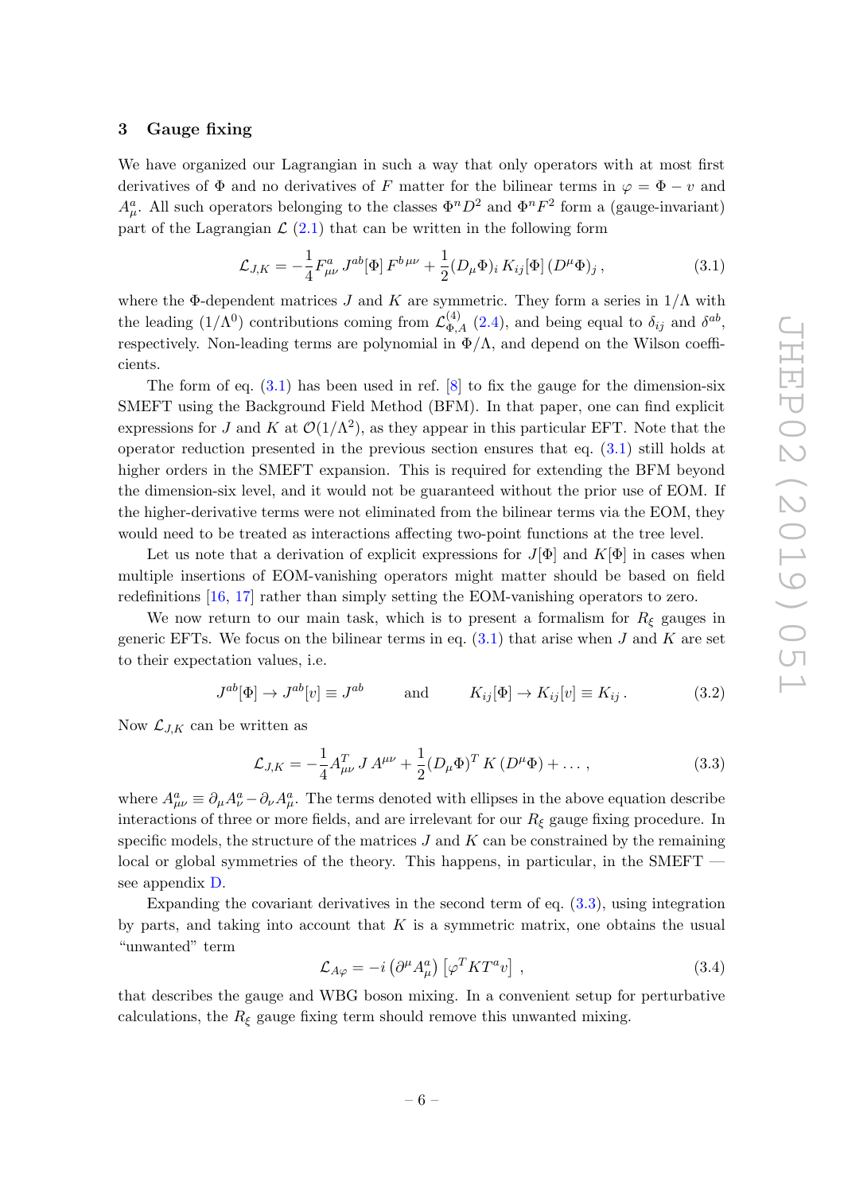## 3 Gauge fixing

We have organized our Lagrangian in such a way that only operators with at most first derivatives of $\Phi$ and no derivatives of $F$ matter for the bilinear terms in $\varphi = \Phi - v$ and $A^a_\mu$. All such operators belonging to the classes $\Phi^n D^2$ and $\Phi^n F^2$ form a (gauge-invariant) part of the Lagrangian $\mathcal{L}$ (2.1) that can be written in the following form

$$\mathcal{L}_{J,K} = -\frac{1}{4} F^a_{\mu\nu}\, J^{ab}[\Phi]\, F^{b\,\mu\nu} + \frac{1}{2} (D_\mu \Phi)_i\, K_{ij}[\Phi]\, (D^\mu \Phi)_j\,, \tag{3.1}$$

where the $\Phi$-dependent matrices $J$ and $K$ are symmetric. They form a series in $1/\Lambda$ with the leading ($1/\Lambda^0$) contributions coming from $\mathcal{L}^{(4)}_{\Phi,A}$ (2.4), and being equal to $\delta_{ij}$ and $\delta^{ab}$, respectively. Non-leading terms are polynomial in $\Phi/\Lambda$, and depend on the Wilson coefficients.

The form of eq. (3.1) has been used in ref. [8] to fix the gauge for the dimension-six SMEFT using the Background Field Method (BFM). In that paper, one can find explicit expressions for $J$ and $K$ at $\mathcal{O}(1/\Lambda^2)$, as they appear in this particular EFT. Note that the operator reduction presented in the previous section ensures that eq. (3.1) still holds at higher orders in the SMEFT expansion. This is required for extending the BFM beyond the dimension-six level, and it would not be guaranteed without the prior use of EOM. If the higher-derivative terms were not eliminated from the bilinear terms via the EOM, they would need to be treated as interactions affecting two-point functions at the tree level.

Let us note that a derivation of explicit expressions for $J[\Phi]$ and $K[\Phi]$ in cases when multiple insertions of EOM-vanishing operators might matter should be based on field redefinitions [16, 17] rather than simply setting the EOM-vanishing operators to zero.

We now return to our main task, which is to present a formalism for $R_\xi$ gauges in generic EFTs. We focus on the bilinear terms in eq. (3.1) that arise when $J$ and $K$ are set to their expectation values, i.e.

$$J^{ab}[\Phi] \to J^{ab}[v] \equiv J^{ab} \qquad \text{and} \qquad K_{ij}[\Phi] \to K_{ij}[v] \equiv K_{ij}\,. \tag{3.2}$$

Now $\mathcal{L}_{J,K}$ can be written as

$$\mathcal{L}_{J,K} = -\frac{1}{4} A^T_{\mu\nu}\, J\, A^{\mu\nu} + \frac{1}{2} (D_\mu \Phi)^T\, K\, (D^\mu \Phi) + \ldots\,, \tag{3.3}$$

where $A^a_{\mu\nu} \equiv \partial_\mu A^a_\nu - \partial_\nu A^a_\mu$. The terms denoted with ellipses in the above equation describe interactions of three or more fields, and are irrelevant for our $R_\xi$ gauge fixing procedure. In specific models, the structure of the matrices $J$ and $K$ can be constrained by the remaining local or global symmetries of the theory. This happens, in particular, in the SMEFT — see appendix D.

Expanding the covariant derivatives in the second term of eq. (3.3), using integration by parts, and taking into account that $K$ is a symmetric matrix, one obtains the usual "unwanted" term

$$\mathcal{L}_{A\varphi} = -i \left(\partial^\mu A^a_\mu\right) \left[\varphi^T K T^a v\right]\,, \tag{3.4}$$

that describes the gauge and WBG boson mixing. In a convenient setup for perturbative calculations, the $R_\xi$ gauge fixing term should remove this unwanted mixing.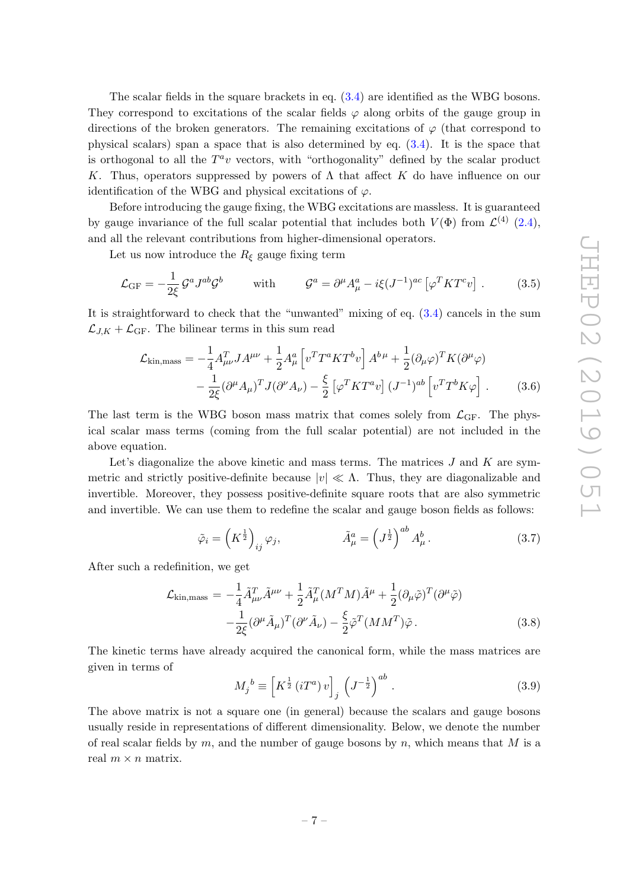The scalar fields in the square brackets in eq. (3.4) are identified as the WBG bosons. They correspond to excitations of the scalar fields $\varphi$ along orbits of the gauge group in directions of the broken generators. The remaining excitations of $\varphi$ (that correspond to physical scalars) span a space that is also determined by eq. (3.4). It is the space that is orthogonal to all the $T^a v$ vectors, with "orthogonality" defined by the scalar product $K$. Thus, operators suppressed by powers of $\Lambda$ that affect $K$ do have influence on our identification of the WBG and physical excitations of $\varphi$.

Before introducing the gauge fixing, the WBG excitations are massless. It is guaranteed by gauge invariance of the full scalar potential that includes both $V(\Phi)$ from $\mathcal{L}^{(4)}$ (2.4), and all the relevant contributions from higher-dimensional operators.

Let us now introduce the $R_\xi$ gauge fixing term

$$\mathcal{L}_{\rm GF} = -\frac{1}{2\xi}\,\mathcal{G}^a J^{ab} \mathcal{G}^b \qquad \text{with} \qquad \mathcal{G}^a = \partial^\mu A^a_\mu - i\xi (J^{-1})^{ac}\left[\varphi^T K T^c v\right] . \tag{3.5}$$

It is straightforward to check that the "unwanted" mixing of eq. (3.4) cancels in the sum $\mathcal{L}_{J,K} + \mathcal{L}_{\rm GF}$. The bilinear terms in this sum read

$$\begin{aligned}\mathcal{L}_{\rm kin,mass} = &-\frac{1}{4} A^T_{\mu\nu} J A^{\mu\nu} + \frac{1}{2} A^a_\mu \left[v^T T^a K T^b v\right] A^{b\,\mu} + \frac{1}{2}(\partial_\mu \varphi)^T K (\partial^\mu \varphi) \\ &- \frac{1}{2\xi}(\partial^\mu A_\mu)^T J (\partial^\nu A_\nu) - \frac{\xi}{2}\left[\varphi^T K T^a v\right] (J^{-1})^{ab} \left[v^T T^b K \varphi\right] .\end{aligned} \tag{3.6}$$

The last term is the WBG boson mass matrix that comes solely from $\mathcal{L}_{\rm GF}$. The physical scalar mass terms (coming from the full scalar potential) are not included in the above equation.

Let's diagonalize the above kinetic and mass terms. The matrices $J$ and $K$ are symmetric and strictly positive-definite because $|v| \ll \Lambda$. Thus, they are diagonalizable and invertible. Moreover, they possess positive-definite square roots that are also symmetric and invertible. We can use them to redefine the scalar and gauge boson fields as follows:

$$\tilde{\varphi}_i = \left(K^{\frac{1}{2}}\right)_{ij} \varphi_j, \qquad\qquad \tilde{A}^a_\mu = \left(J^{\frac{1}{2}}\right)^{ab} A^b_\mu . \tag{3.7}$$

After such a redefinition, we get

$$\begin{aligned}\mathcal{L}_{\rm kin,mass} = &-\frac{1}{4} \tilde{A}^T_{\mu\nu} \tilde{A}^{\mu\nu} + \frac{1}{2} \tilde{A}^T_\mu (M^T M) \tilde{A}^\mu + \frac{1}{2}(\partial_\mu \tilde{\varphi})^T (\partial^\mu \tilde{\varphi}) \\ &- \frac{1}{2\xi}(\partial^\mu \tilde{A}_\mu)^T (\partial^\nu \tilde{A}_\nu) - \frac{\xi}{2} \tilde{\varphi}^T (M M^T) \tilde{\varphi} .\end{aligned} \tag{3.8}$$

The kinetic terms have already acquired the canonical form, while the mass matrices are given in terms of

$$M_j{}^b \equiv \left[K^{\frac{1}{2}}\,(iT^a)\,v\right]_j \left(J^{-\frac{1}{2}}\right)^{ab} . \tag{3.9}$$

The above matrix is not a square one (in general) because the scalars and gauge bosons usually reside in representations of different dimensionality. Below, we denote the number of real scalar fields by $m$, and the number of gauge bosons by $n$, which means that $M$ is a real $m \times n$ matrix.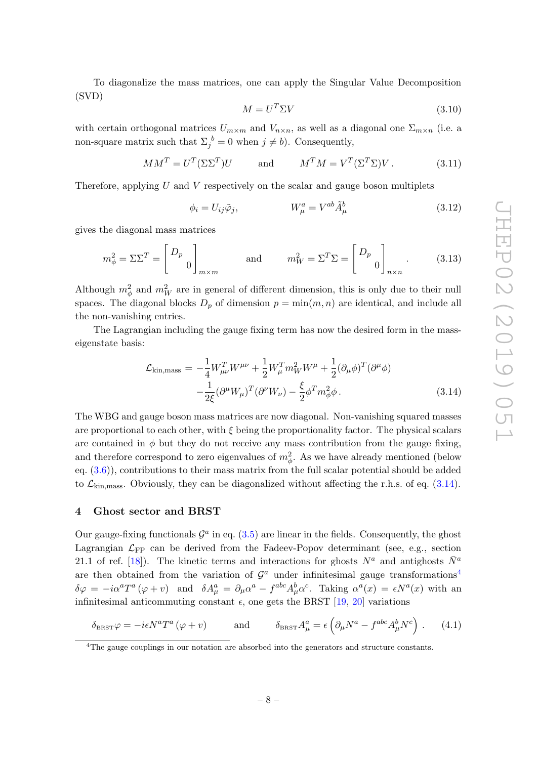To diagonalize the mass matrices, one can apply the Singular Value Decomposition (SVD)

$$M = U^T \Sigma V \tag{3.10}$$

with certain orthogonal matrices $U_{m\times m}$ and $V_{n\times n}$, as well as a diagonal one $\Sigma_{m\times n}$ (i.e. a non-square matrix such that $\Sigma_j^{\ b} = 0$ when $j \neq b$). Consequently,

$$MM^T = U^T(\Sigma\Sigma^T)U \qquad \text{and} \qquad M^T M = V^T(\Sigma^T\Sigma)V\,. \tag{3.11}$$

Therefore, applying $U$ and $V$ respectively on the scalar and gauge boson multiplets

$$\phi_i = U_{ij}\tilde{\varphi}_j, \qquad\qquad W_\mu^a = V^{ab}\tilde{A}_\mu^b \tag{3.12}$$

gives the diagonal mass matrices

$$m_\phi^2 = \Sigma\Sigma^T = \begin{bmatrix} D_p & \\ & 0 \end{bmatrix}_{m\times m} \qquad \text{and} \qquad m_W^2 = \Sigma^T\Sigma = \begin{bmatrix} D_p & \\ & 0 \end{bmatrix}_{n\times n}. \tag{3.13}$$

Although $m_\phi^2$ and $m_W^2$ are in general of different dimension, this is only due to their null spaces. The diagonal blocks $D_p$ of dimension $p = \min(m,n)$ are identical, and include all the non-vanishing entries.

The Lagrangian including the gauge fixing term has now the desired form in the mass-eigenstate basis:

$$\begin{aligned}
\mathcal{L}_{\text{kin,mass}} = &-\frac{1}{4}W_{\mu\nu}^T W^{\mu\nu} + \frac{1}{2}W_\mu^T m_W^2 W^\mu + \frac{1}{2}(\partial_\mu\phi)^T(\partial^\mu\phi) \\
&-\frac{1}{2\xi}(\partial^\mu W_\mu)^T(\partial^\nu W_\nu) - \frac{\xi}{2}\phi^T m_\phi^2 \phi\,.
\end{aligned} \tag{3.14}$$

The WBG and gauge boson mass matrices are now diagonal. Non-vanishing squared masses are proportional to each other, with $\xi$ being the proportionality factor. The physical scalars are contained in $\phi$ but they do not receive any mass contribution from the gauge fixing, and therefore correspond to zero eigenvalues of $m_\phi^2$. As we have already mentioned (below eq. (3.6)), contributions to their mass matrix from the full scalar potential should be added to $\mathcal{L}_{\text{kin,mass}}$. Obviously, they can be diagonalized without affecting the r.h.s. of eq. (3.14).

## 4 Ghost sector and BRST

Our gauge-fixing functionals $\mathcal{G}^a$ in eq. (3.5) are linear in the fields. Consequently, the ghost Lagrangian $\mathcal{L}_{\text{FP}}$ can be derived from the Fadeev-Popov determinant (see, e.g., section 21.1 of ref. [18]). The kinetic terms and interactions for ghosts $N^a$ and antighosts $\bar{N}^a$ are then obtained from the variation of $\mathcal{G}^a$ under infinitesimal gauge transformations[4] $\delta\varphi = -i\alpha^a T^a(\varphi + v)$ and $\delta A_\mu^a = \partial_\mu\alpha^a - f^{abc}A_\mu^b\alpha^c$. Taking $\alpha^a(x) = \epsilon N^a(x)$ with an infinitesimal anticommuting constant $\epsilon$, one gets the BRST [19, 20] variations

$$\delta_{\text{BRST}}\varphi = -i\epsilon N^a T^a(\varphi + v) \qquad \text{and} \qquad \delta_{\text{BRST}}A_\mu^a = \epsilon\left(\partial_\mu N^a - f^{abc}A_\mu^b N^c\right)\,. \tag{4.1}$$

[4] The gauge couplings in our notation are absorbed into the generators and structure constants.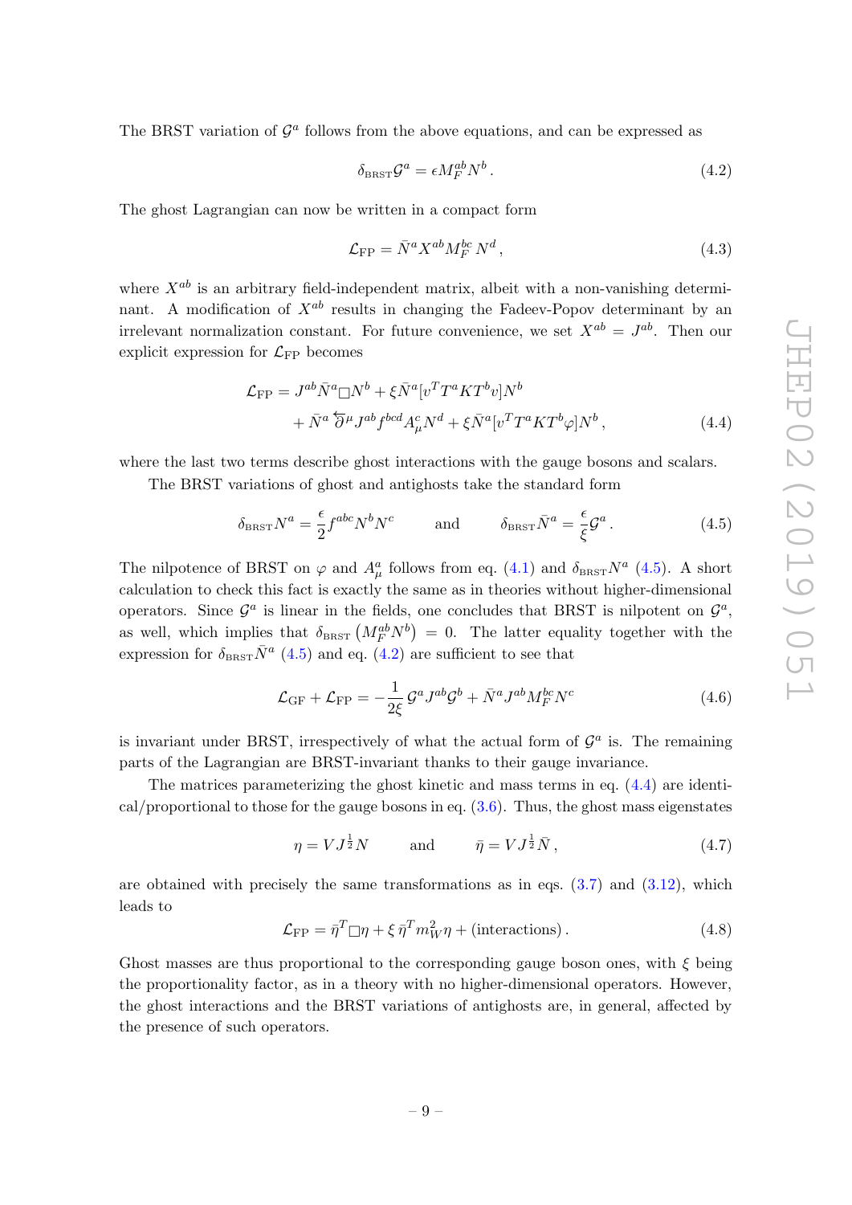The BRST variation of $\mathcal{G}^a$ follows from the above equations, and can be expressed as

$$\delta_{\text{BRST}}\mathcal{G}^a = \epsilon M_F^{ab} N^b \,. \tag{4.2}$$

The ghost Lagrangian can now be written in a compact form

$$\mathcal{L}_{\text{FP}} = \bar{N}^a X^{ab} M_F^{bc} \, N^d \,, \tag{4.3}$$

where $X^{ab}$ is an arbitrary field-independent matrix, albeit with a non-vanishing determinant. A modification of $X^{ab}$ results in changing the Fadeev-Popov determinant by an irrelevant normalization constant. For future convenience, we set $X^{ab} = J^{ab}$. Then our explicit expression for $\mathcal{L}_{\text{FP}}$ becomes

$$\begin{aligned}\mathcal{L}_{\text{FP}} = J^{ab} \bar{N}^a \Box N^b + \xi \bar{N}^a [v^T T^a K T^b v] N^b \\ + \bar{N}^a \overleftarrow{\partial}^\mu J^{ab} f^{bcd} A_\mu^c N^d + \xi \bar{N}^a [v^T T^a K T^b \varphi] N^b \,, \end{aligned} \tag{4.4}$$

where the last two terms describe ghost interactions with the gauge bosons and scalars.

The BRST variations of ghost and antighosts take the standard form

$$\delta_{\text{BRST}} N^a = \frac{\epsilon}{2} f^{abc} N^b N^c \qquad \text{and} \qquad \delta_{\text{BRST}} \bar{N}^a = \frac{\epsilon}{\xi} \mathcal{G}^a \,. \tag{4.5}$$

The nilpotence of BRST on $\varphi$ and $A_\mu^a$ follows from eq. (4.1) and $\delta_{\text{BRST}} N^a$ (4.5). A short calculation to check this fact is exactly the same as in theories without higher-dimensional operators. Since $\mathcal{G}^a$ is linear in the fields, one concludes that BRST is nilpotent on $\mathcal{G}^a$, as well, which implies that $\delta_{\text{BRST}} \left( M_F^{ab} N^b \right) = 0$. The latter equality together with the expression for $\delta_{\text{BRST}} \bar{N}^a$ (4.5) and eq. (4.2) are sufficient to see that

$$\mathcal{L}_{\text{GF}} + \mathcal{L}_{\text{FP}} = -\frac{1}{2\xi} \mathcal{G}^a J^{ab} \mathcal{G}^b + \bar{N}^a J^{ab} M_F^{bc} N^c \tag{4.6}$$

is invariant under BRST, irrespectively of what the actual form of $\mathcal{G}^a$ is. The remaining parts of the Lagrangian are BRST-invariant thanks to their gauge invariance.

The matrices parameterizing the ghost kinetic and mass terms in eq. (4.4) are identical/proportional to those for the gauge bosons in eq. (3.6). Thus, the ghost mass eigenstates

$$\eta = V J^{\frac{1}{2}} N \qquad \text{and} \qquad \bar{\eta} = V J^{\frac{1}{2}} \bar{N} \,, \tag{4.7}$$

are obtained with precisely the same transformations as in eqs. (3.7) and (3.12), which leads to

$$\mathcal{L}_{\text{FP}} = \bar{\eta}^T \Box \eta + \xi \, \bar{\eta}^T m_W^2 \eta + (\text{interactions}) \,. \tag{4.8}$$

Ghost masses are thus proportional to the corresponding gauge boson ones, with $\xi$ being the proportionality factor, as in a theory with no higher-dimensional operators. However, the ghost interactions and the BRST variations of antighosts are, in general, affected by the presence of such operators.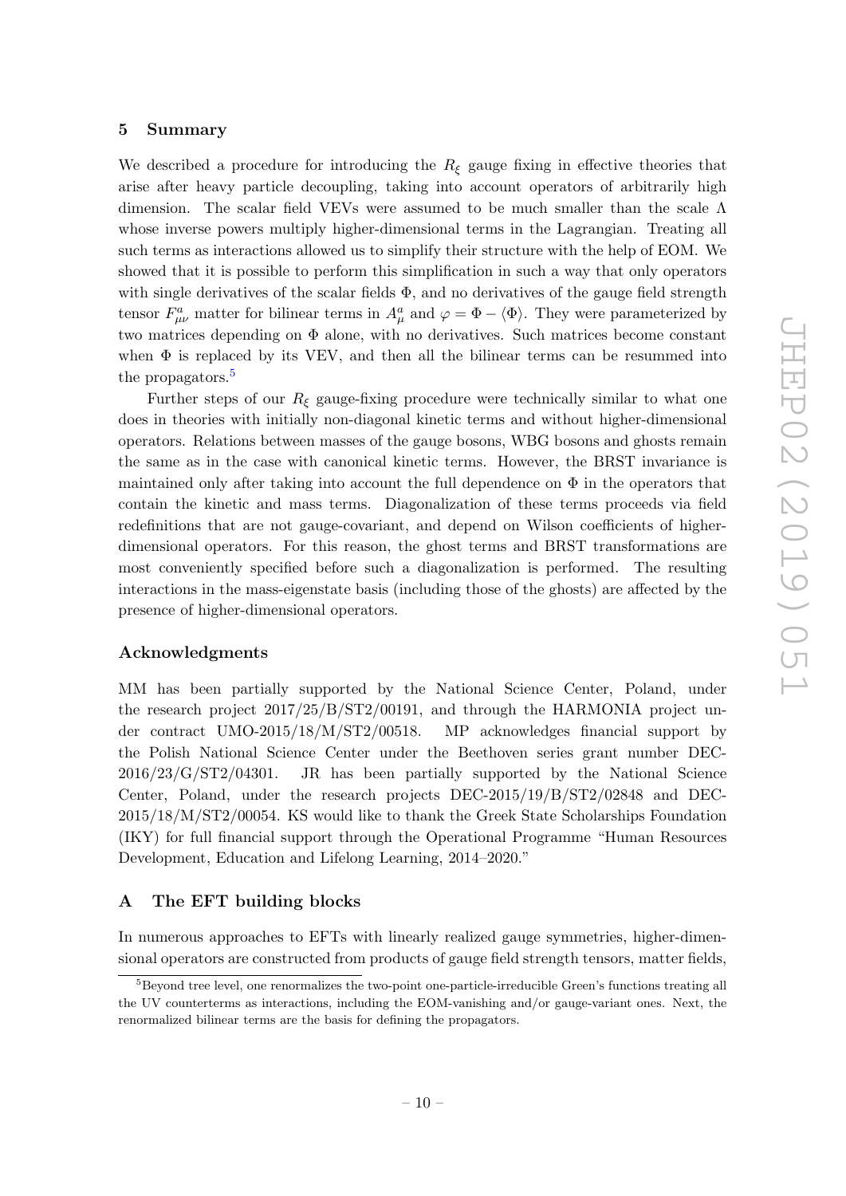## 5 Summary

We described a procedure for introducing the $R_\xi$ gauge fixing in effective theories that arise after heavy particle decoupling, taking into account operators of arbitrarily high dimension. The scalar field VEVs were assumed to be much smaller than the scale $\Lambda$ whose inverse powers multiply higher-dimensional terms in the Lagrangian. Treating all such terms as interactions allowed us to simplify their structure with the help of EOM. We showed that it is possible to perform this simplification in such a way that only operators with single derivatives of the scalar fields $\Phi$, and no derivatives of the gauge field strength tensor $F^a_{\mu\nu}$ matter for bilinear terms in $A^a_\mu$ and $\varphi = \Phi - \langle\Phi\rangle$. They were parameterized by two matrices depending on $\Phi$ alone, with no derivatives. Such matrices become constant when $\Phi$ is replaced by its VEV, and then all the bilinear terms can be resummed into the propagators.[5]

Further steps of our $R_\xi$ gauge-fixing procedure were technically similar to what one does in theories with initially non-diagonal kinetic terms and without higher-dimensional operators. Relations between masses of the gauge bosons, WBG bosons and ghosts remain the same as in the case with canonical kinetic terms. However, the BRST invariance is maintained only after taking into account the full dependence on $\Phi$ in the operators that contain the kinetic and mass terms. Diagonalization of these terms proceeds via field redefinitions that are not gauge-covariant, and depend on Wilson coefficients of higher-dimensional operators. For this reason, the ghost terms and BRST transformations are most conveniently specified before such a diagonalization is performed. The resulting interactions in the mass-eigenstate basis (including those of the ghosts) are affected by the presence of higher-dimensional operators.

### Acknowledgments

MM has been partially supported by the National Science Center, Poland, under the research project 2017/25/B/ST2/00191, and through the HARMONIA project under contract UMO-2015/18/M/ST2/00518. MP acknowledges financial support by the Polish National Science Center under the Beethoven series grant number DEC-2016/23/G/ST2/04301. JR has been partially supported by the National Science Center, Poland, under the research projects DEC-2015/19/B/ST2/02848 and DEC-2015/18/M/ST2/00054. KS would like to thank the Greek State Scholarships Foundation (IKY) for full financial support through the Operational Programme "Human Resources Development, Education and Lifelong Learning, 2014–2020."

## A The EFT building blocks

In numerous approaches to EFTs with linearly realized gauge symmetries, higher-dimensional operators are constructed from products of gauge field strength tensors, matter fields,

[5] Beyond tree level, one renormalizes the two-point one-particle-irreducible Green's functions treating all the UV counterterms as interactions, including the EOM-vanishing and/or gauge-variant ones. Next, the renormalized bilinear terms are the basis for defining the propagators.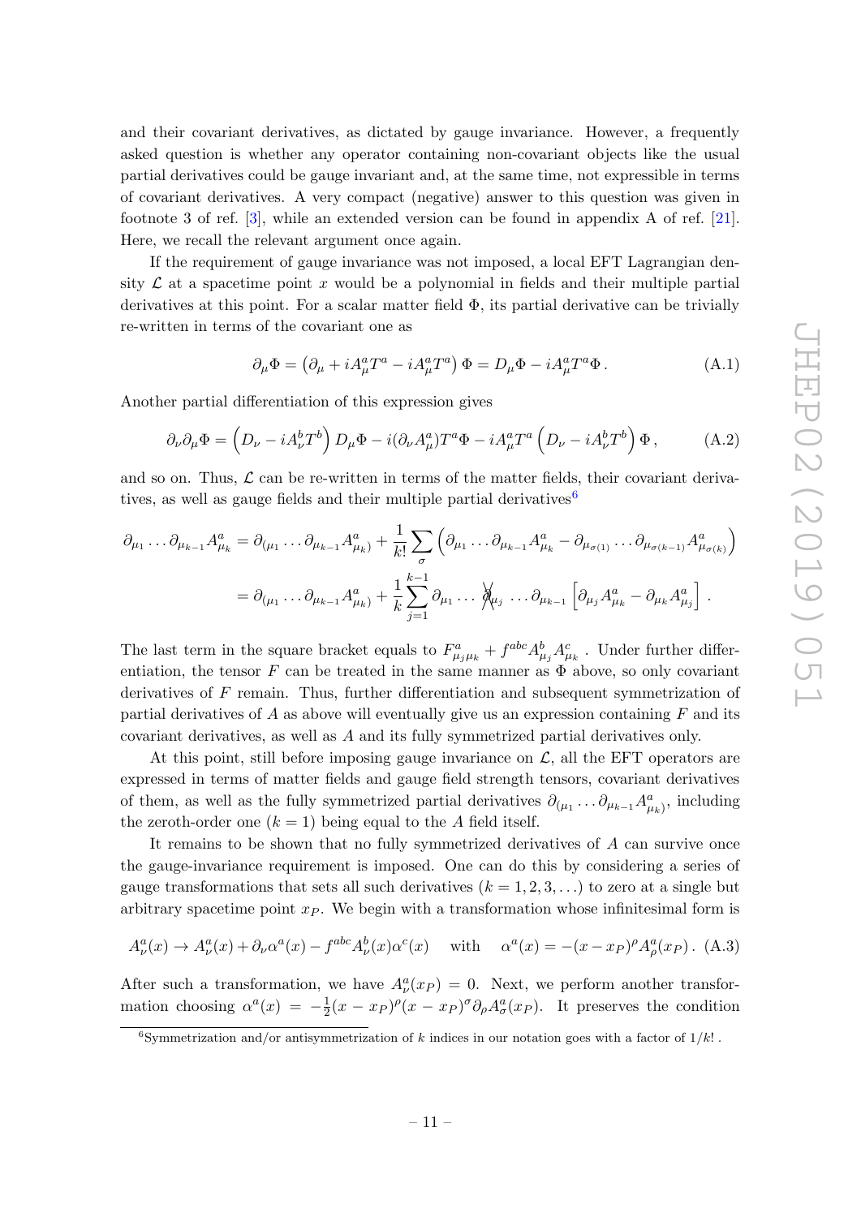and their covariant derivatives, as dictated by gauge invariance. However, a frequently asked question is whether any operator containing non-covariant objects like the usual partial derivatives could be gauge invariant and, at the same time, not expressible in terms of covariant derivatives. A very compact (negative) answer to this question was given in footnote 3 of ref. [3], while an extended version can be found in appendix A of ref. [21]. Here, we recall the relevant argument once again.

If the requirement of gauge invariance was not imposed, a local EFT Lagrangian density $\mathcal{L}$ at a spacetime point $x$ would be a polynomial in fields and their multiple partial derivatives at this point. For a scalar matter field $\Phi$, its partial derivative can be trivially re-written in terms of the covariant one as

$$\partial_\mu \Phi = \left(\partial_\mu + iA^a_\mu T^a - iA^a_\mu T^a\right)\Phi = D_\mu \Phi - iA^a_\mu T^a \Phi \,. \tag{A.1}$$

Another partial differentiation of this expression gives

$$\partial_\nu \partial_\mu \Phi = \left(D_\nu - iA^b_\nu T^b\right) D_\mu \Phi - i(\partial_\nu A^a_\mu) T^a \Phi - iA^a_\mu T^a \left(D_\nu - iA^b_\nu T^b\right)\Phi \,, \tag{A.2}$$

and so on. Thus, $\mathcal{L}$ can be re-written in terms of the matter fields, their covariant derivatives, as well as gauge fields and their multiple partial derivatives[6]

$$\begin{aligned}
\partial_{\mu_1} \ldots \partial_{\mu_{k-1}} A^a_{\mu_k} &= \partial_{(\mu_1} \ldots \partial_{\mu_{k-1}} A^a_{\mu_k)} + \frac{1}{k!}\sum_\sigma \left(\partial_{\mu_1} \ldots \partial_{\mu_{k-1}} A^a_{\mu_k} - \partial_{\mu_{\sigma(1)}} \ldots \partial_{\mu_{\sigma(k-1)}} A^a_{\mu_{\sigma(k)}}\right) \\
&= \partial_{(\mu_1} \ldots \partial_{\mu_{k-1}} A^a_{\mu_k)} + \frac{1}{k}\sum_{j=1}^{k-1} \partial_{\mu_1} \ldots \not{\partial}_{\mu_j} \ldots \partial_{\mu_{k-1}} \left[\partial_{\mu_j} A^a_{\mu_k} - \partial_{\mu_k} A^a_{\mu_j}\right] .
\end{aligned}$$

The last term in the square bracket equals to $F^a_{\mu_j \mu_k} + f^{abc} A^b_{\mu_j} A^c_{\mu_k}$ . Under further differentiation, the tensor $F$ can be treated in the same manner as $\Phi$ above, so only covariant derivatives of $F$ remain. Thus, further differentiation and subsequent symmetrization of partial derivatives of $A$ as above will eventually give us an expression containing $F$ and its covariant derivatives, as well as $A$ and its fully symmetrized partial derivatives only.

At this point, still before imposing gauge invariance on $\mathcal{L}$, all the EFT operators are expressed in terms of matter fields and gauge field strength tensors, covariant derivatives of them, as well as the fully symmetrized partial derivatives $\partial_{(\mu_1} \ldots \partial_{\mu_{k-1}} A^a_{\mu_k)}$, including the zeroth-order one ($k = 1$) being equal to the $A$ field itself.

It remains to be shown that no fully symmetrized derivatives of $A$ can survive once the gauge-invariance requirement is imposed. One can do this by considering a series of gauge transformations that sets all such derivatives ($k = 1, 2, 3, \ldots$) to zero at a single but arbitrary spacetime point $x_P$. We begin with a transformation whose infinitesimal form is

$$A^a_\nu(x) \to A^a_\nu(x) + \partial_\nu \alpha^a(x) - f^{abc} A^b_\nu(x) \alpha^c(x) \quad \text{with} \quad \alpha^a(x) = -(x - x_P)^\rho A^a_\rho(x_P) \,. \tag{A.3}$$

After such a transformation, we have $A^a_\nu(x_P) = 0$. Next, we perform another transformation choosing $\alpha^a(x) = -\frac{1}{2}(x - x_P)^\rho (x - x_P)^\sigma \partial_\rho A^a_\sigma(x_P)$. It preserves the condition

[6] Symmetrization and/or antisymmetrization of $k$ indices in our notation goes with a factor of $1/k!$ .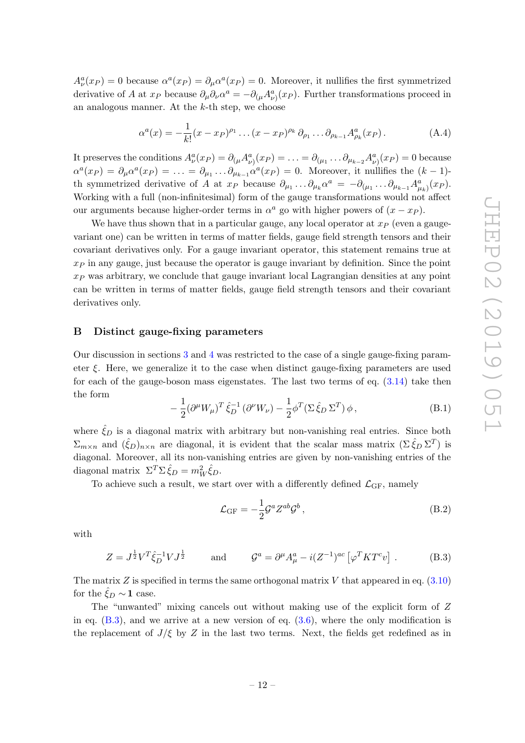$A^a_\nu(x_P) = 0$ because $\alpha^a(x_P) = \partial_\mu \alpha^a(x_P) = 0$. Moreover, it nullifies the first symmetrized derivative of $A$ at $x_P$ because $\partial_\mu \partial_\nu \alpha^a = -\partial_{(\mu} A^a_{\nu)}(x_P)$. Further transformations proceed in an analogous manner. At the $k$-th step, we choose

$$\alpha^a(x) = -\frac{1}{k!}(x - x_P)^{\rho_1} \dots (x - x_P)^{\rho_k} \, \partial_{\rho_1} \dots \partial_{\rho_{k-1}} A^a_{\rho_k}(x_P) \,. \tag{A.4}$$

It preserves the conditions $A^a_\nu(x_P) = \partial_{(\mu} A^a_{\nu)}(x_P) = \ldots = \partial_{(\mu_1} \dots \partial_{\mu_{k-2}} A^a_{\nu)}(x_P) = 0$ because $\alpha^a(x_P) = \partial_\mu \alpha^a(x_P) = \ldots = \partial_{\mu_1} \dots \partial_{\mu_{k-1}} \alpha^a(x_P) = 0$. Moreover, it nullifies the $(k-1)$-th symmetrized derivative of $A$ at $x_P$ because $\partial_{\mu_1} \dots \partial_{\mu_k} \alpha^a = -\partial_{(\mu_1} \dots \partial_{\mu_{k-1}} A^a_{\mu_k)}(x_P)$. Working with a full (non-infinitesimal) form of the gauge transformations would not affect our arguments because higher-order terms in $\alpha^a$ go with higher powers of $(x - x_P)$.

We have thus shown that in a particular gauge, any local operator at $x_P$ (even a gauge-variant one) can be written in terms of matter fields, gauge field strength tensors and their covariant derivatives only. For a gauge invariant operator, this statement remains true at $x_P$ in any gauge, just because the operator is gauge invariant by definition. Since the point $x_P$ was arbitrary, we conclude that gauge invariant local Lagrangian densities at any point can be written in terms of matter fields, gauge field strength tensors and their covariant derivatives only.

# B Distinct gauge-fixing parameters

Our discussion in sections 3 and 4 was restricted to the case of a single gauge-fixing parameter $\xi$. Here, we generalize it to the case when distinct gauge-fixing parameters are used for each of the gauge-boson mass eigenstates. The last two terms of eq. (3.14) take then the form

$$-\frac{1}{2}(\partial^\mu W_\mu)^T \, \hat{\xi}_D^{-1} \, (\partial^\nu W_\nu) - \frac{1}{2}\phi^T (\Sigma \, \hat{\xi}_D \, \Sigma^T) \, \phi \,, \tag{B.1}$$

where $\hat{\xi}_D$ is a diagonal matrix with arbitrary but non-vanishing real entries. Since both $\Sigma_{m\times n}$ and $(\hat{\xi}_D)_{n\times n}$ are diagonal, it is evident that the scalar mass matrix $(\Sigma \, \hat{\xi}_D \, \Sigma^T)$ is diagonal. Moreover, all its non-vanishing entries are given by non-vanishing entries of the diagonal matrix $\Sigma^T \Sigma \, \hat{\xi}_D = m_W^2 \hat{\xi}_D$.

To achieve such a result, we start over with a differently defined $\mathcal{L}_{\rm GF}$, namely

$$\mathcal{L}_{\rm GF} = -\frac{1}{2}\mathcal{G}^a Z^{ab} \mathcal{G}^b \,, \tag{B.2}$$

with

$$Z = J^{\frac{1}{2}} V^T \hat{\xi}_D^{-1} V J^{\frac{1}{2}} \qquad \text{and} \qquad \mathcal{G}^a = \partial^\mu A^a_\mu - i(Z^{-1})^{ac} \left[\varphi^T K T^c v\right] . \tag{B.3}$$

The matrix $Z$ is specified in terms the same orthogonal matrix $V$ that appeared in eq. (3.10) for the $\hat{\xi}_D \sim \mathbf{1}$ case.

The "unwanted" mixing cancels out without making use of the explicit form of $Z$ in eq. (B.3), and we arrive at a new version of eq. (3.6), where the only modification is the replacement of $J/\xi$ by $Z$ in the last two terms. Next, the fields get redefined as in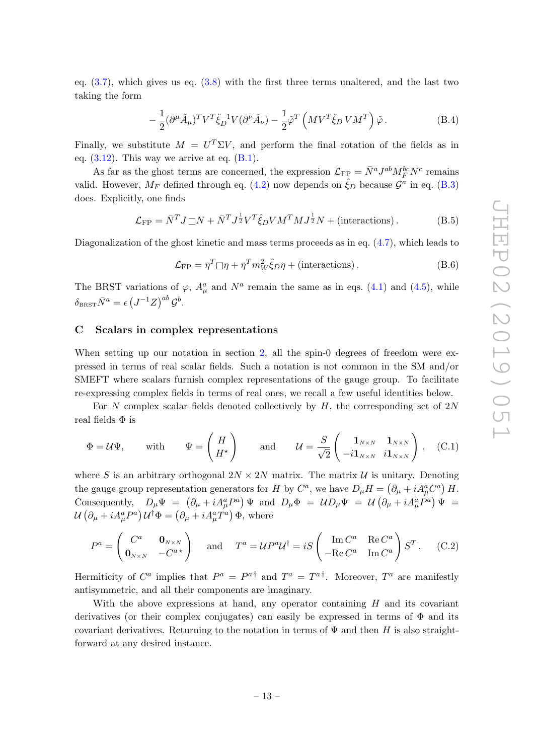eq. (3.7), which gives us eq. (3.8) with the first three terms unaltered, and the last two taking the form

$$-\frac{1}{2}(\partial^\mu \tilde{A}_\mu)^T V^T \hat{\xi}_D^{-1} V(\partial^\nu \tilde{A}_\nu) - \frac{1}{2}\tilde{\varphi}^T \left( M V^T \hat{\xi}_D \, V M^T \right) \tilde{\varphi} \,. \tag{B.4}$$

Finally, we substitute $M = U^T \Sigma V$, and perform the final rotation of the fields as in eq. (3.12). This way we arrive at eq. (B.1).

As far as the ghost terms are concerned, the expression $\mathcal{L}_{\rm FP} = \bar{N}^a J^{ab} M_F^{bc} N^c$ remains valid. However, $M_F$ defined through eq. (4.2) now depends on $\hat{\xi}_D$ because $\mathcal{G}^a$ in eq. (B.3) does. Explicitly, one finds

$$\mathcal{L}_{\rm FP} = \bar{N}^T J \,\Box N + \bar{N}^T J^{\frac{1}{2}} V^T \hat{\xi}_D V M^T M J^{\frac{1}{2}} N + \text{(interactions)} \,. \tag{B.5}$$

Diagonalization of the ghost kinetic and mass terms proceeds as in eq. (4.7), which leads to

$$\mathcal{L}_{\rm FP} = \bar{\eta}^T \Box \eta + \bar{\eta}^T m_W^2 \hat{\xi}_D \eta + \text{(interactions)} \,. \tag{B.6}$$

The BRST variations of $\varphi$, $A_\mu^a$ and $N^a$ remain the same as in eqs. (4.1) and (4.5), while $\delta_{\rm BRST} \bar{N}^a = \epsilon \left( J^{-1} Z \right)^{ab} \mathcal{G}^b$.

## C Scalars in complex representations

When setting up our notation in section 2, all the spin-0 degrees of freedom were expressed in terms of real scalar fields. Such a notation is not common in the SM and/or SMEFT where scalars furnish complex representations of the gauge group. To facilitate re-expressing complex fields in terms of real ones, we recall a few useful identities below.

For $N$ complex scalar fields denoted collectively by $H$, the corresponding set of $2N$ real fields $\Phi$ is

$$\Phi = \mathcal{U}\Psi, \qquad \text{with} \qquad \Psi = \begin{pmatrix} H \\ H^\star \end{pmatrix} \qquad \text{and} \qquad \mathcal{U} = \frac{S}{\sqrt{2}} \begin{pmatrix} \mathbf{1}_{N\times N} & \mathbf{1}_{N\times N} \\ -i\mathbf{1}_{N\times N} & i\mathbf{1}_{N\times N} \end{pmatrix}, \tag{C.1}$$

where $S$ is an arbitrary orthogonal $2N \times 2N$ matrix. The matrix $\mathcal{U}$ is unitary. Denoting the gauge group representation generators for $H$ by $C^a$, we have $D_\mu H = \left( \partial_\mu + i A_\mu^a C^a \right) H$. Consequently, $D_\mu \Psi = \left( \partial_\mu + i A_\mu^a P^a \right) \Psi$ and $D_\mu \Phi = \mathcal{U} D_\mu \Psi = \mathcal{U} \left( \partial_\mu + i A_\mu^a P^a \right) \Psi = \mathcal{U} \left( \partial_\mu + i A_\mu^a P^a \right) \mathcal{U}^\dagger \Phi = \left( \partial_\mu + i A_\mu^a T^a \right) \Phi$, where

$$P^a = \begin{pmatrix} C^a & \mathbf{0}_{N\times N} \\ \mathbf{0}_{N\times N} & -C^{a\star} \end{pmatrix} \qquad \text{and} \qquad T^a = \mathcal{U} P^a \mathcal{U}^\dagger = iS \begin{pmatrix} \operatorname{Im} C^a & \operatorname{Re} C^a \\ -\operatorname{Re} C^a & \operatorname{Im} C^a \end{pmatrix} S^T . \tag{C.2}$$

Hermiticity of $C^a$ implies that $P^a = P^{a\,\dagger}$ and $T^a = T^{a\,\dagger}$. Moreover, $T^a$ are manifestly antisymmetric, and all their components are imaginary.

With the above expressions at hand, any operator containing $H$ and its covariant derivatives (or their complex conjugates) can easily be expressed in terms of $\Phi$ and its covariant derivatives. Returning to the notation in terms of $\Psi$ and then $H$ is also straightforward at any desired instance.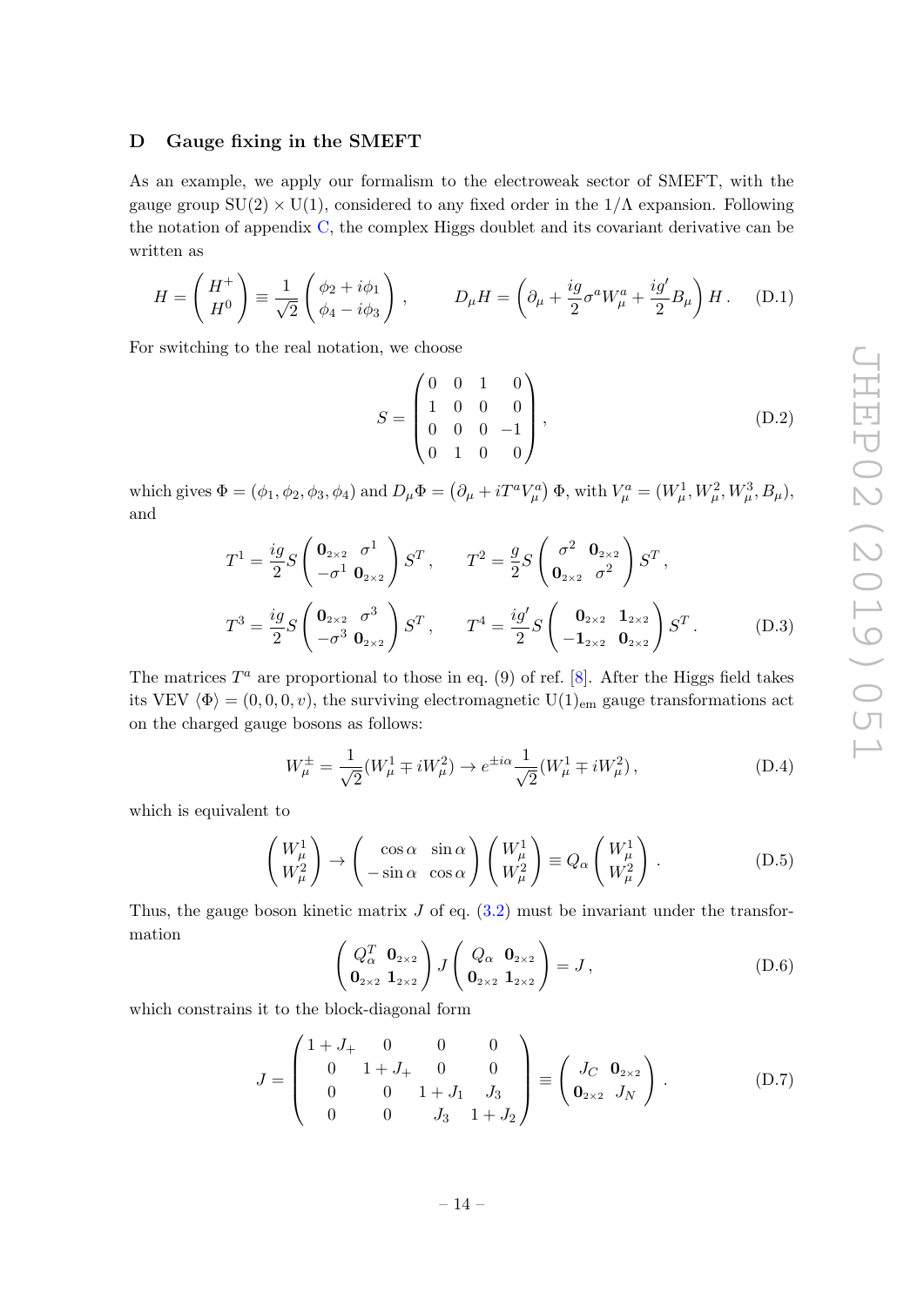## D Gauge fixing in the SMEFT

As an example, we apply our formalism to the electroweak sector of SMEFT, with the gauge group $\mathrm{SU}(2) \times \mathrm{U}(1)$, considered to any fixed order in the $1/\Lambda$ expansion. Following the notation of appendix C, the complex Higgs doublet and its covariant derivative can be written as

$$
H = \begin{pmatrix} H^+ \\ H^0 \end{pmatrix} \equiv \frac{1}{\sqrt{2}} \begin{pmatrix} \phi_2 + i\phi_1 \\ \phi_4 - i\phi_3 \end{pmatrix}, \qquad D_\mu H = \left( \partial_\mu + \frac{ig}{2} \sigma^a W^a_\mu + \frac{ig'}{2} B_\mu \right) H \,. \tag{D.1}
$$

For switching to the real notation, we choose

$$
S = \begin{pmatrix} 0 & 0 & 1 & 0 \\ 1 & 0 & 0 & 0 \\ 0 & 0 & 0 & -1 \\ 0 & 1 & 0 & 0 \end{pmatrix}, \tag{D.2}
$$

which gives $\Phi = (\phi_1, \phi_2, \phi_3, \phi_4)$ and $D_\mu \Phi = \left( \partial_\mu + i T^a V^a_\mu \right) \Phi$, with $V^a_\mu = (W^1_\mu, W^2_\mu, W^3_\mu, B_\mu)$, and

$$
T^1 = \frac{ig}{2} S \begin{pmatrix} \mathbf{0}_{2\times2} & \sigma^1 \\ -\sigma^1 & \mathbf{0}_{2\times2} \end{pmatrix} S^T, \qquad T^2 = \frac{g}{2} S \begin{pmatrix} \sigma^2 & \mathbf{0}_{2\times2} \\ \mathbf{0}_{2\times2} & \sigma^2 \end{pmatrix} S^T,
$$

$$
T^3 = \frac{ig}{2} S \begin{pmatrix} \mathbf{0}_{2\times2} & \sigma^3 \\ -\sigma^3 & \mathbf{0}_{2\times2} \end{pmatrix} S^T, \qquad T^4 = \frac{ig'}{2} S \begin{pmatrix} \mathbf{0}_{2\times2} & \mathbf{1}_{2\times2} \\ -\mathbf{1}_{2\times2} & \mathbf{0}_{2\times2} \end{pmatrix} S^T. \tag{D.3}
$$

The matrices $T^a$ are proportional to those in eq. (9) of ref. [8]. After the Higgs field takes its VEV $\langle \Phi \rangle = (0, 0, 0, v)$, the surviving electromagnetic $\mathrm{U}(1)_{\mathrm{em}}$ gauge transformations act on the charged gauge bosons as follows:

$$
W^\pm_\mu = \frac{1}{\sqrt{2}} (W^1_\mu \mp i W^2_\mu) \to e^{\pm i\alpha} \frac{1}{\sqrt{2}} (W^1_\mu \mp i W^2_\mu), \tag{D.4}
$$

which is equivalent to

$$
\begin{pmatrix} W^1_\mu \\ W^2_\mu \end{pmatrix} \to \begin{pmatrix} \cos\alpha & \sin\alpha \\ -\sin\alpha & \cos\alpha \end{pmatrix} \begin{pmatrix} W^1_\mu \\ W^2_\mu \end{pmatrix} \equiv Q_\alpha \begin{pmatrix} W^1_\mu \\ W^2_\mu \end{pmatrix}. \tag{D.5}
$$

Thus, the gauge boson kinetic matrix $J$ of eq. (3.2) must be invariant under the transformation

$$
\begin{pmatrix} Q^T_\alpha & \mathbf{0}_{2\times2} \\ \mathbf{0}_{2\times2} & \mathbf{1}_{2\times2} \end{pmatrix} J \begin{pmatrix} Q_\alpha & \mathbf{0}_{2\times2} \\ \mathbf{0}_{2\times2} & \mathbf{1}_{2\times2} \end{pmatrix} = J, \tag{D.6}
$$

which constrains it to the block-diagonal form

$$
J = \begin{pmatrix} 1 + J_+ & 0 & 0 & 0 \\ 0 & 1 + J_+ & 0 & 0 \\ 0 & 0 & 1 + J_1 & J_3 \\ 0 & 0 & J_3 & 1 + J_2 \end{pmatrix} \equiv \begin{pmatrix} J_C & \mathbf{0}_{2\times2} \\ \mathbf{0}_{2\times2} & J_N \end{pmatrix}. \tag{D.7}
$$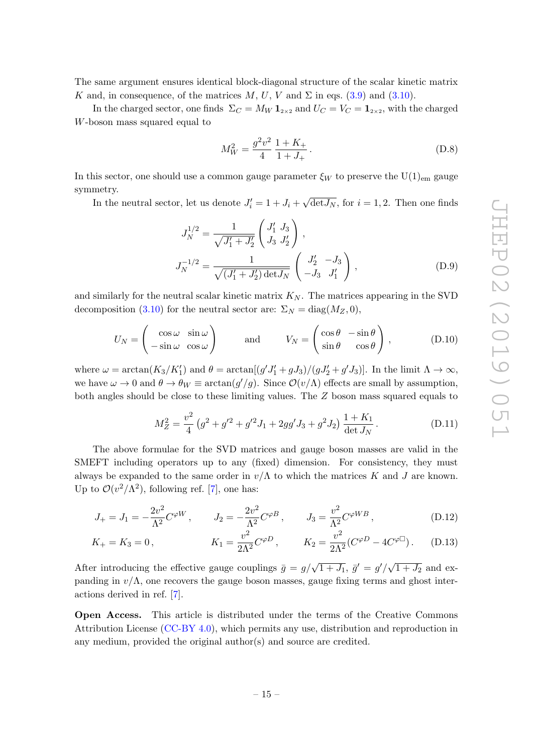The same argument ensures identical block-diagonal structure of the scalar kinetic matrix $K$ and, in consequence, of the matrices $M$, $U$, $V$ and $\Sigma$ in eqs. (3.9) and (3.10).

In the charged sector, one finds $\Sigma_C = M_W \mathbf{1}_{2\times 2}$ and $U_C = V_C = \mathbf{1}_{2\times 2}$, with the charged $W$-boson mass squared equal to

$$M_W^2 = \frac{g^2 v^2}{4}\,\frac{1+K_+}{1+J_+}\,. \tag{D.8}$$

In this sector, one should use a common gauge parameter $\xi_W$ to preserve the $\mathrm{U}(1)_{\mathrm{em}}$ gauge symmetry.

In the neutral sector, let us denote $J_i' = 1 + J_i + \sqrt{\det J_N}$, for $i = 1, 2$. Then one finds

$$J_N^{1/2} = \frac{1}{\sqrt{J_1' + J_2'}} \begin{pmatrix} J_1' & J_3 \\ J_3 & J_2' \end{pmatrix}\,,$$
$$J_N^{-1/2} = \frac{1}{\sqrt{(J_1' + J_2')\det J_N}} \begin{pmatrix} J_2' & -J_3 \\ -J_3 & J_1' \end{pmatrix}\,, \tag{D.9}$$

and similarly for the neutral scalar kinetic matrix $K_N$. The matrices appearing in the SVD decomposition (3.10) for the neutral sector are: $\Sigma_N = \mathrm{diag}(M_Z, 0)$,

$$U_N = \begin{pmatrix} \cos\omega & \sin\omega \\ -\sin\omega & \cos\omega \end{pmatrix} \qquad \text{and} \qquad V_N = \begin{pmatrix} \cos\theta & -\sin\theta \\ \sin\theta & \cos\theta \end{pmatrix}\,, \tag{D.10}$$

where $\omega = \arctan(K_3/K_1')$ and $\theta = \arctan[(g'J_1' + gJ_3)/(gJ_2' + g'J_3)]$. In the limit $\Lambda \to \infty$, we have $\omega \to 0$ and $\theta \to \theta_W \equiv \arctan(g'/g)$. Since $\mathcal{O}(v/\Lambda)$ effects are small by assumption, both angles should be close to these limiting values. The $Z$ boson mass squared equals to

$$M_Z^2 = \frac{v^2}{4}\left(g^2 + g'^2 + g'^2 J_1 + 2gg'J_3 + g^2 J_2\right)\frac{1+K_1}{\det J_N}\,. \tag{D.11}$$

The above formulae for the SVD matrices and gauge boson masses are valid in the SMEFT including operators up to any (fixed) dimension. For consistency, they must always be expanded to the same order in $v/\Lambda$ to which the matrices $K$ and $J$ are known. Up to $\mathcal{O}(v^2/\Lambda^2)$, following ref. [7], one has:

$$J_+ = J_1 = -\frac{2v^2}{\Lambda^2}C^{\varphi W}\,, \qquad J_2 = -\frac{2v^2}{\Lambda^2}C^{\varphi B}\,, \qquad J_3 = \frac{v^2}{\Lambda^2}C^{\varphi WB}\,, \tag{D.12}$$

$$K_+ = K_3 = 0\,, \qquad K_1 = \frac{v^2}{2\Lambda^2}C^{\varphi D}\,, \qquad K_2 = \frac{v^2}{2\Lambda^2}(C^{\varphi D} - 4C^{\varphi\Box})\,. \tag{D.13}$$

After introducing the effective gauge couplings $\bar{g} = g/\sqrt{1+J_1}$, $\bar{g}' = g'/\sqrt{1+J_2}$ and expanding in $v/\Lambda$, one recovers the gauge boson masses, gauge fixing terms and ghost interactions derived in ref. [7].

**Open Access.** This article is distributed under the terms of the Creative Commons Attribution License (CC-BY 4.0), which permits any use, distribution and reproduction in any medium, provided the original author(s) and source are credited.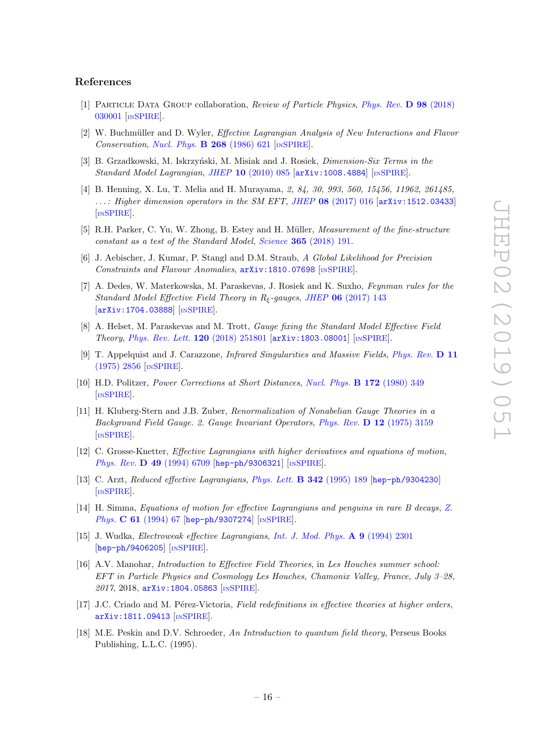## References

[1] Particle Data Group collaboration, *Review of Particle Physics*, *Phys. Rev.* **D 98** (2018) 030001 [inSPIRE].

[2] W. Buchmüller and D. Wyler, *Effective Lagrangian Analysis of New Interactions and Flavor Conservation*, *Nucl. Phys.* **B 268** (1986) 621 [inSPIRE].

[3] B. Grzadkowski, M. Iskrzyński, M. Misiak and J. Rosiek, *Dimension-Six Terms in the Standard Model Lagrangian*, *JHEP* **10** (2010) 085 [arXiv:1008.4884] [inSPIRE].

[4] B. Henning, X. Lu, T. Melia and H. Murayama, *2, 84, 30, 993, 560, 15456, 11962, 261485, ...: Higher dimension operators in the SM EFT*, *JHEP* **08** (2017) 016 [arXiv:1512.03433] [inSPIRE].

[5] R.H. Parker, C. Yu, W. Zhong, B. Estey and H. Müller, *Measurement of the fine-structure constant as a test of the Standard Model*, *Science* **365** (2018) 191.

[6] J. Aebischer, J. Kumar, P. Stangl and D.M. Straub, *A Global Likelihood for Precision Constraints and Flavour Anomalies*, arXiv:1810.07698 [inSPIRE].

[7] A. Dedes, W. Materkowska, M. Paraskevas, J. Rosiek and K. Suxho, *Feynman rules for the Standard Model Effective Field Theory in $R_\xi$-gauges*, *JHEP* **06** (2017) 143 [arXiv:1704.03888] [inSPIRE].

[8] A. Helset, M. Paraskevas and M. Trott, *Gauge fixing the Standard Model Effective Field Theory*, *Phys. Rev. Lett.* **120** (2018) 251801 [arXiv:1803.08001] [inSPIRE].

[9] T. Appelquist and J. Carazzone, *Infrared Singularities and Massive Fields*, *Phys. Rev.* **D 11** (1975) 2856 [inSPIRE].

[10] H.D. Politzer, *Power Corrections at Short Distances*, *Nucl. Phys.* **B 172** (1980) 349 [inSPIRE].

[11] H. Kluberg-Stern and J.B. Zuber, *Renormalization of Nonabelian Gauge Theories in a Background Field Gauge. 2. Gauge Invariant Operators*, *Phys. Rev.* **D 12** (1975) 3159 [inSPIRE].

[12] C. Grosse-Knetter, *Effective Lagrangians with higher derivatives and equations of motion*, *Phys. Rev.* **D 49** (1994) 6709 [hep-ph/9306321] [inSPIRE].

[13] C. Arzt, *Reduced effective Lagrangians*, *Phys. Lett.* **B 342** (1995) 189 [hep-ph/9304230] [inSPIRE].

[14] H. Simma, *Equations of motion for effective Lagrangians and penguins in rare B decays*, *Z. Phys.* **C 61** (1994) 67 [hep-ph/9307274] [inSPIRE].

[15] J. Wudka, *Electroweak effective Lagrangians*, *Int. J. Mod. Phys.* **A 9** (1994) 2301 [hep-ph/9406205] [inSPIRE].

[16] A.V. Manohar, *Introduction to Effective Field Theories*, in *Les Houches summer school: EFT in Particle Physics and Cosmology Les Houches, Chamonix Valley, France, July 3–28, 2017*, 2018, arXiv:1804.05863 [inSPIRE].

[17] J.C. Criado and M. Pérez-Victoria, *Field redefinitions in effective theories at higher orders*, arXiv:1811.09413 [inSPIRE].

[18] M.E. Peskin and D.V. Schroeder, *An Introduction to quantum field theory*, Perseus Books Publishing, L.L.C. (1995).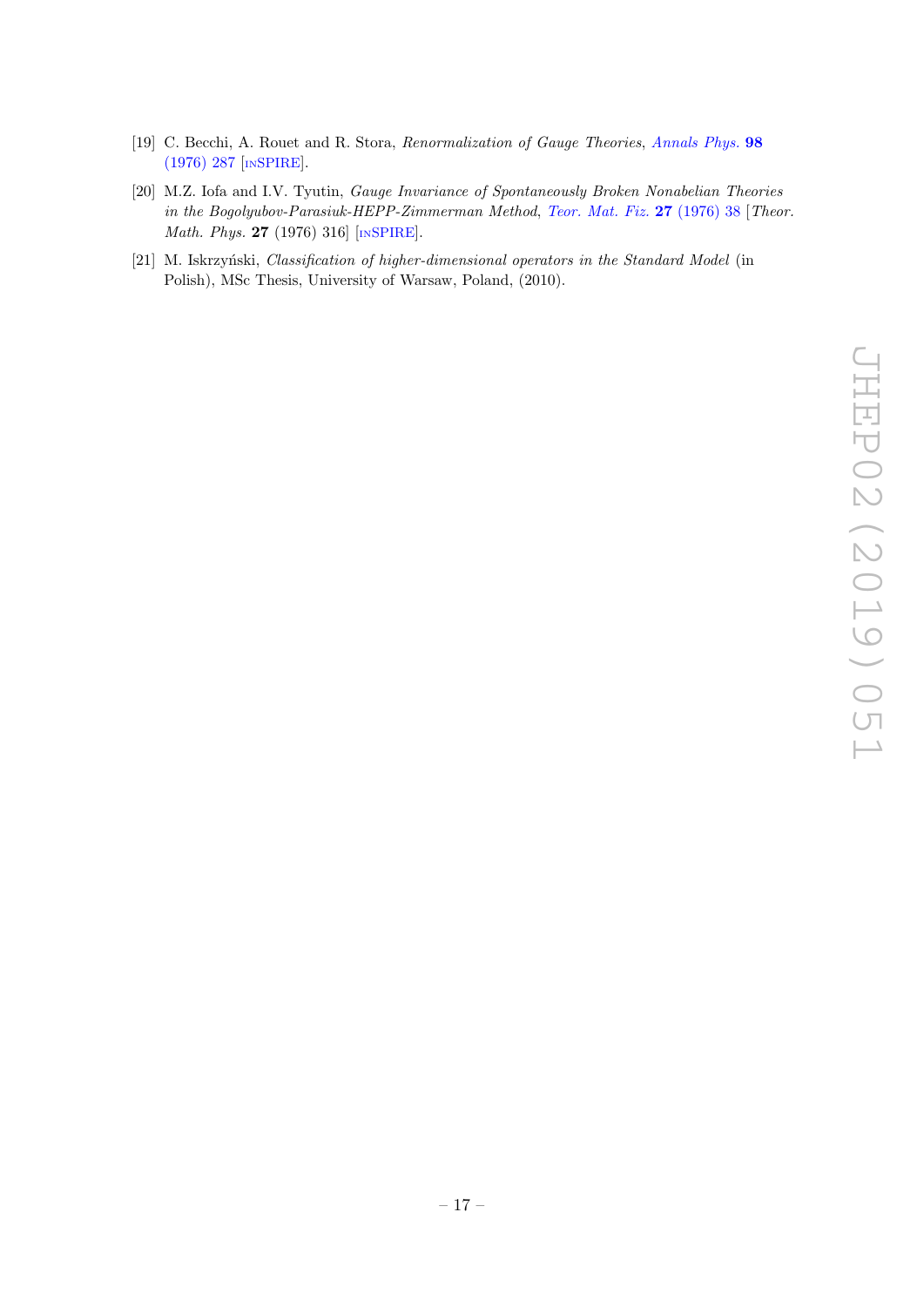[19] C. Becchi, A. Rouet and R. Stora, *Renormalization of Gauge Theories*, *Annals Phys.* **98** (1976) 287 [INSPIRE].

[20] M.Z. Iofa and I.V. Tyutin, *Gauge Invariance of Spontaneously Broken Nonabelian Theories in the Bogolyubov-Parasiuk-HEPP-Zimmerman Method*, *Teor. Mat. Fiz.* **27** (1976) 38 [*Theor. Math. Phys.* **27** (1976) 316] [INSPIRE].

[21] M. Iskrzyński, *Classification of higher-dimensional operators in the Standard Model* (in Polish), MSc Thesis, University of Warsaw, Poland, (2010).